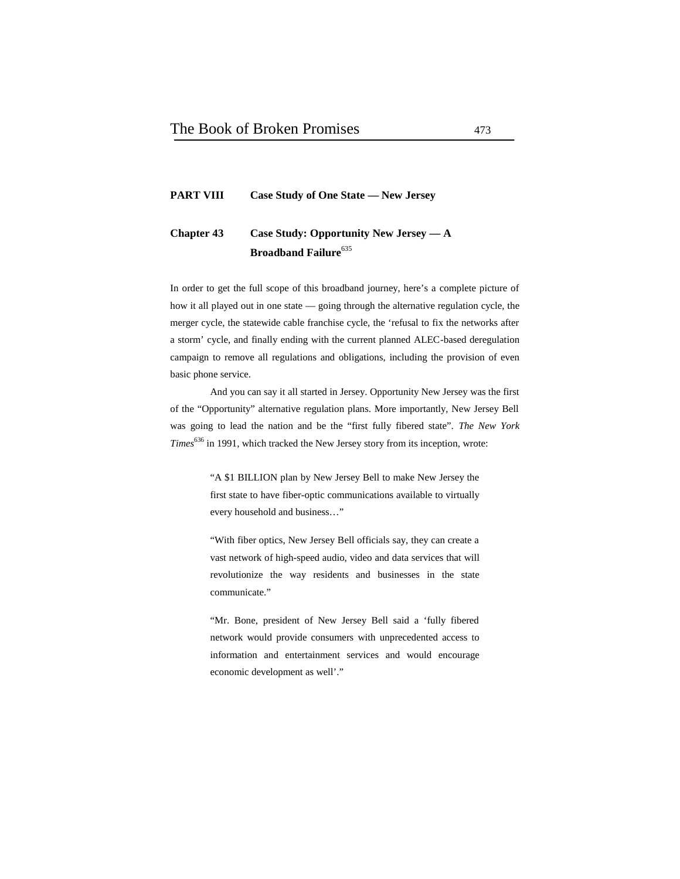## PART VIII Case Study of One State — New Jersey

### Chapter 43 Case Study: Opportunity New Jersey — A Broadband Failure[635]

In order to get the full scope of this broadband journey, here's a complete picture of how it all played out in one state — going through the alternative regulation cycle, the merger cycle, the statewide cable franchise cycle, the 'refusal to fix the networks after a storm' cycle, and finally ending with the current planned ALEC-based deregulation campaign to remove all regulations and obligations, including the provision of even basic phone service.

And you can say it all started in Jersey. Opportunity New Jersey was the first of the "Opportunity" alternative regulation plans. More importantly, New Jersey Bell was going to lead the nation and be the "first fully fibered state". *The New York Times*[636] in 1991, which tracked the New Jersey story from its inception, wrote:

> "A $1 BILLION plan by New Jersey Bell to make New Jersey the first state to have fiber-optic communications available to virtually every household and business…"

> "With fiber optics, New Jersey Bell officials say, they can create a vast network of high-speed audio, video and data services that will revolutionize the way residents and businesses in the state communicate."

> "Mr. Bone, president of New Jersey Bell said a 'fully fibered network would provide consumers with unprecedented access to information and entertainment services and would encourage economic development as well'."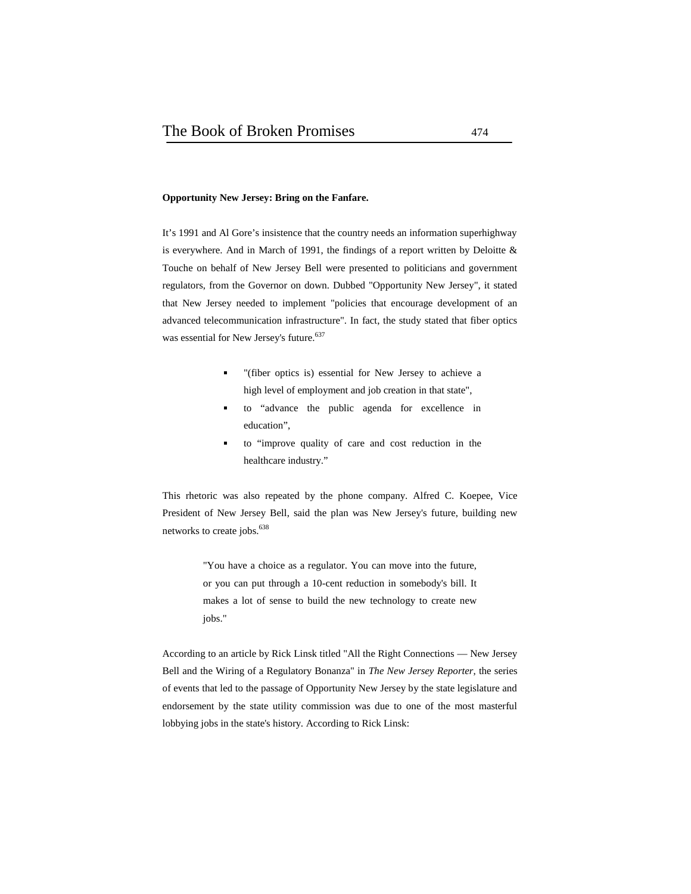**Opportunity New Jersey: Bring on the Fanfare.**

It's 1991 and Al Gore's insistence that the country needs an information superhighway is everywhere. And in March of 1991, the findings of a report written by Deloitte & Touche on behalf of New Jersey Bell were presented to politicians and government regulators, from the Governor on down. Dubbed "Opportunity New Jersey", it stated that New Jersey needed to implement "policies that encourage development of an advanced telecommunication infrastructure". In fact, the study stated that fiber optics was essential for New Jersey's future.[637]

- "(fiber optics is) essential for New Jersey to achieve a high level of employment and job creation in that state",
- to "advance the public agenda for excellence in education",
- to "improve quality of care and cost reduction in the healthcare industry."

This rhetoric was also repeated by the phone company. Alfred C. Koepee, Vice President of New Jersey Bell, said the plan was New Jersey's future, building new networks to create jobs.[638]

> "You have a choice as a regulator. You can move into the future, or you can put through a 10-cent reduction in somebody's bill. It makes a lot of sense to build the new technology to create new jobs."

According to an article by Rick Linsk titled "All the Right Connections — New Jersey Bell and the Wiring of a Regulatory Bonanza" in *The New Jersey Reporter*, the series of events that led to the passage of Opportunity New Jersey by the state legislature and endorsement by the state utility commission was due to one of the most masterful lobbying jobs in the state's history. According to Rick Linsk: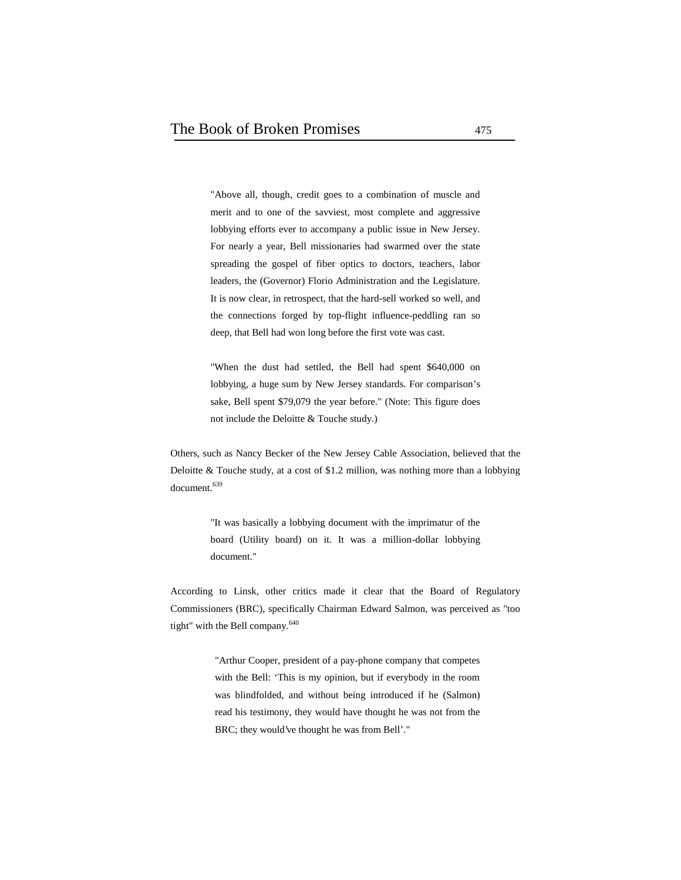> "Above all, though, credit goes to a combination of muscle and merit and to one of the savviest, most complete and aggressive lobbying efforts ever to accompany a public issue in New Jersey. For nearly a year, Bell missionaries had swarmed over the state spreading the gospel of fiber optics to doctors, teachers, labor leaders, the (Governor) Florio Administration and the Legislature. It is now clear, in retrospect, that the hard-sell worked so well, and the connections forged by top-flight influence-peddling ran so deep, that Bell had won long before the first vote was cast.
>
> "When the dust had settled, the Bell had spent $640,000 on lobbying, a huge sum by New Jersey standards. For comparison's sake, Bell spent $79,079 the year before." (Note: This figure does not include the Deloitte & Touche study.)

Others, such as Nancy Becker of the New Jersey Cable Association, believed that the Deloitte & Touche study, at a cost of $1.2 million, was nothing more than a lobbying document.[639]

> "It was basically a lobbying document with the imprimatur of the board (Utility board) on it. It was a million-dollar lobbying document."

According to Linsk, other critics made it clear that the Board of Regulatory Commissioners (BRC), specifically Chairman Edward Salmon, was perceived as "too tight" with the Bell company.[640]

> "Arthur Cooper, president of a pay-phone company that competes with the Bell: 'This is my opinion, but if everybody in the room was blindfolded, and without being introduced if he (Salmon) read his testimony, they would have thought he was not from the BRC; they would've thought he was from Bell'."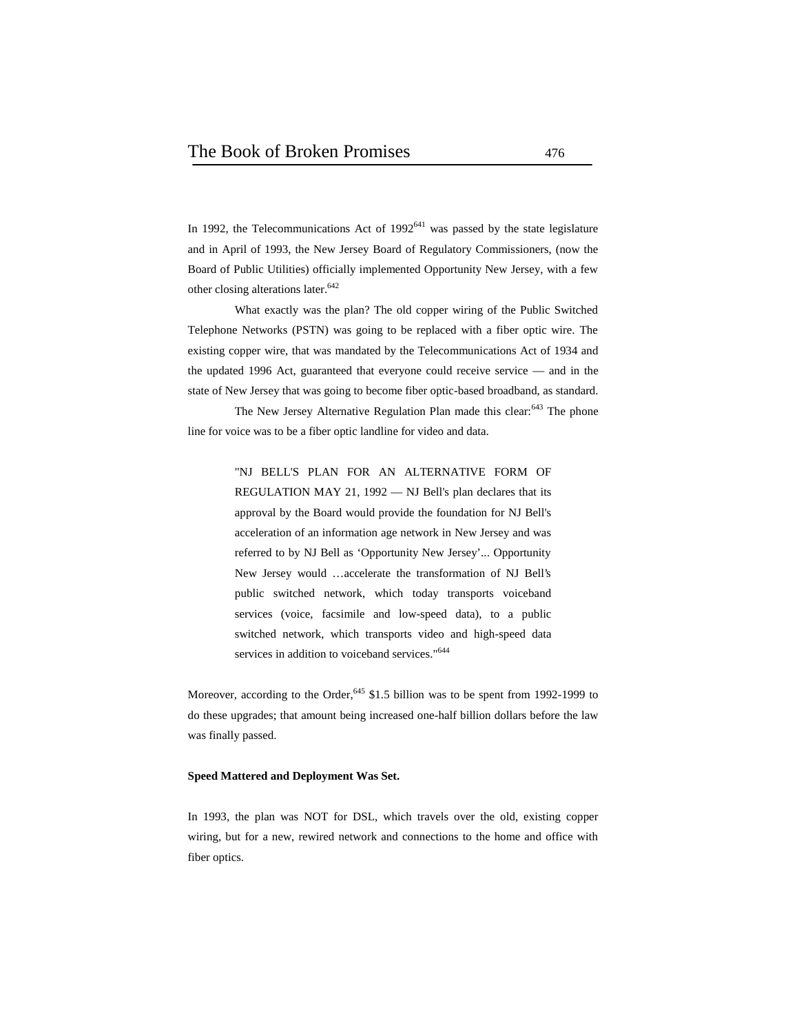In 1992, the Telecommunications Act of 1992[641] was passed by the state legislature and in April of 1993, the New Jersey Board of Regulatory Commissioners, (now the Board of Public Utilities) officially implemented Opportunity New Jersey, with a few other closing alterations later.[642]

What exactly was the plan? The old copper wiring of the Public Switched Telephone Networks (PSTN) was going to be replaced with a fiber optic wire. The existing copper wire, that was mandated by the Telecommunications Act of 1934 and the updated 1996 Act, guaranteed that everyone could receive service — and in the state of New Jersey that was going to become fiber optic-based broadband, as standard.

The New Jersey Alternative Regulation Plan made this clear:[643] The phone line for voice was to be a fiber optic landline for video and data.

> "NJ BELL'S PLAN FOR AN ALTERNATIVE FORM OF REGULATION MAY 21, 1992 — NJ Bell's plan declares that its approval by the Board would provide the foundation for NJ Bell's acceleration of an information age network in New Jersey and was referred to by NJ Bell as 'Opportunity New Jersey'... Opportunity New Jersey would …accelerate the transformation of NJ Bell's public switched network, which today transports voiceband services (voice, facsimile and low-speed data), to a public switched network, which transports video and high-speed data services in addition to voiceband services."[644]

Moreover, according to the Order,[645] $1.5 billion was to be spent from 1992-1999 to do these upgrades; that amount being increased one-half billion dollars before the law was finally passed.

**Speed Mattered and Deployment Was Set.**

In 1993, the plan was NOT for DSL, which travels over the old, existing copper wiring, but for a new, rewired network and connections to the home and office with fiber optics.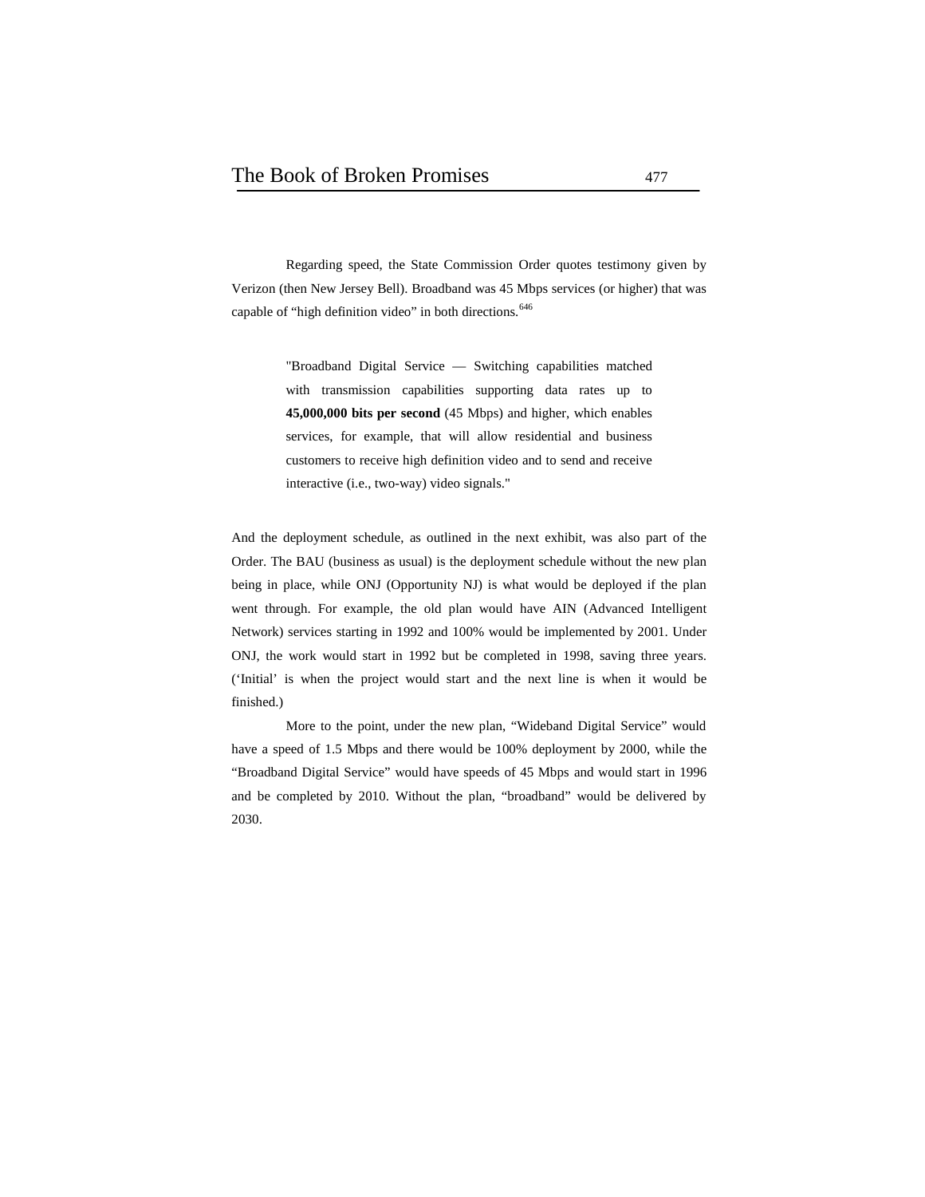Regarding speed, the State Commission Order quotes testimony given by Verizon (then New Jersey Bell). Broadband was 45 Mbps services (or higher) that was capable of "high definition video" in both directions.[646]

> "Broadband Digital Service — Switching capabilities matched with transmission capabilities supporting data rates up to **45,000,000 bits per second** (45 Mbps) and higher, which enables services, for example, that will allow residential and business customers to receive high definition video and to send and receive interactive (i.e., two-way) video signals."

And the deployment schedule, as outlined in the next exhibit, was also part of the Order. The BAU (business as usual) is the deployment schedule without the new plan being in place, while ONJ (Opportunity NJ) is what would be deployed if the plan went through. For example, the old plan would have AIN (Advanced Intelligent Network) services starting in 1992 and 100% would be implemented by 2001. Under ONJ, the work would start in 1992 but be completed in 1998, saving three years. ('Initial' is when the project would start and the next line is when it would be finished.)

More to the point, under the new plan, "Wideband Digital Service" would have a speed of 1.5 Mbps and there would be 100% deployment by 2000, while the "Broadband Digital Service" would have speeds of 45 Mbps and would start in 1996 and be completed by 2010. Without the plan, "broadband" would be delivered by 2030.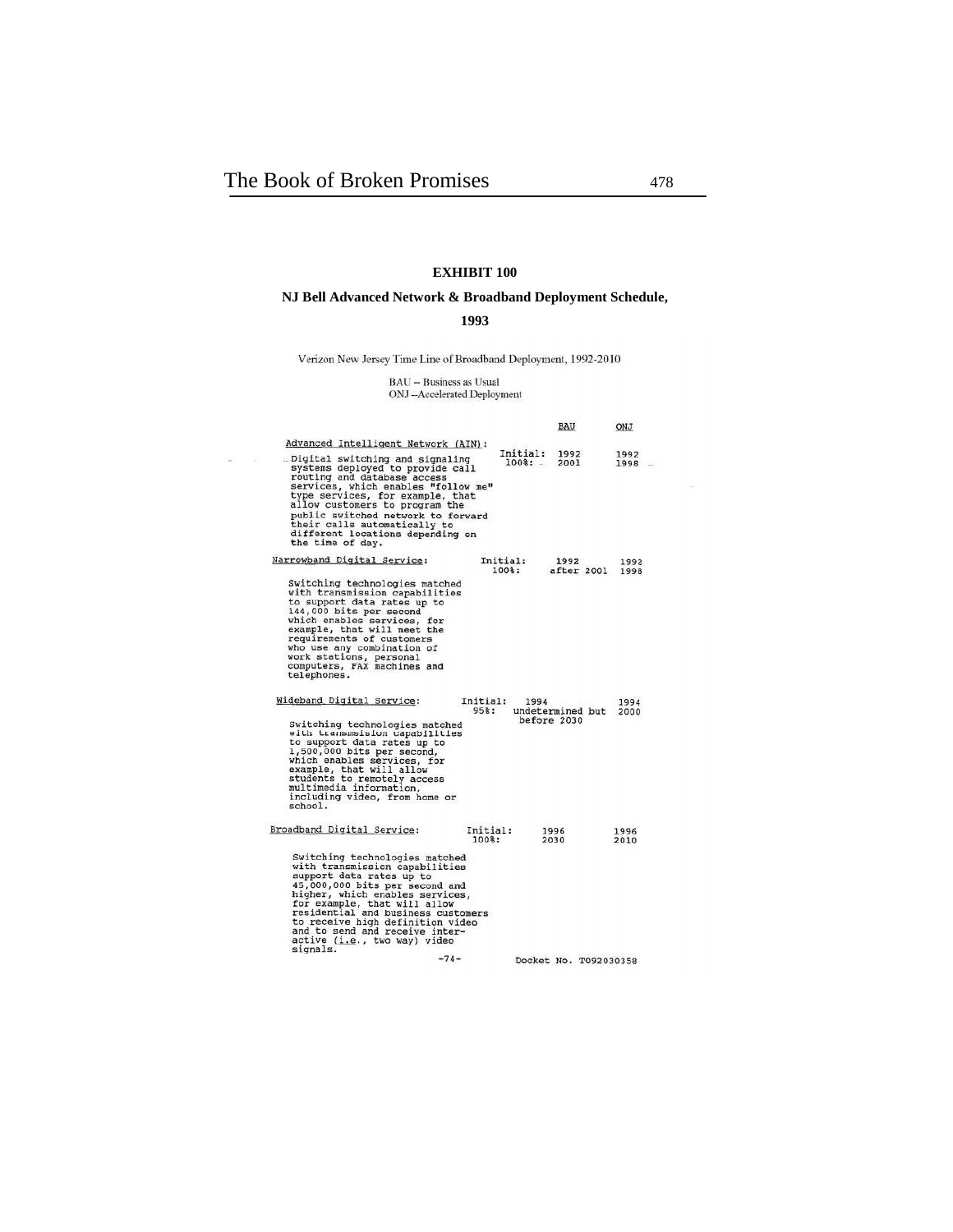**EXHIBIT 100**

**NJ Bell Advanced Network & Broadband Deployment Schedule, 1993**

Verizon New Jersey Time Line of Broadband Deployment, 1992-2010

BAU -- Business as Usual
ONJ --Accelerated Deployment

| | | BAU | ONJ |
|---|---|---|---|
| **Advanced Intelligent Network (AIN):** Digital switching and signaling systems deployed to provide call routing and database access services, which enables "follow me" type services, for example, that allow customers to program the public switched network to forward their calls automatically to different locations depending on the time of day. | Initial: | 1992 | 1992 |
| | 100%: | 2001 | 1998 |
| **Narrowband Digital Service:** Switching technologies matched with transmission capabilities to support data rates up to 144,000 bits per second which enables services, for example, that will meet the requirements of customers who use any combination of work stations, personal computers, FAX machines and telephones. | Initial: | 1992 | 1992 |
| | 100%: | after 2001 | 1998 |
| **Wideband Digital Service:** Switching technologies matched with transmission capabilities to support data rates up to 1,500,000 bits per second, which enables services, for example, that will allow students to remotely access multimedia information, including video, from home or school. | Initial: | 1994 | 1994 |
| | 95%: | undetermined but before 2030 | 2000 |
| **Broadband Digital Service:** Switching technologies matched with transmission capabilities support data rates up to 45,000,000 bits per second and higher, which enables services, for example, that will allow residential and business customers to receive high definition video and to send and receive interactive (*i.e.*, two way) video signals. | Initial: | 1996 | 1996 |
| | 100%: | 2030 | 2010 |

-74- Docket No. T092030358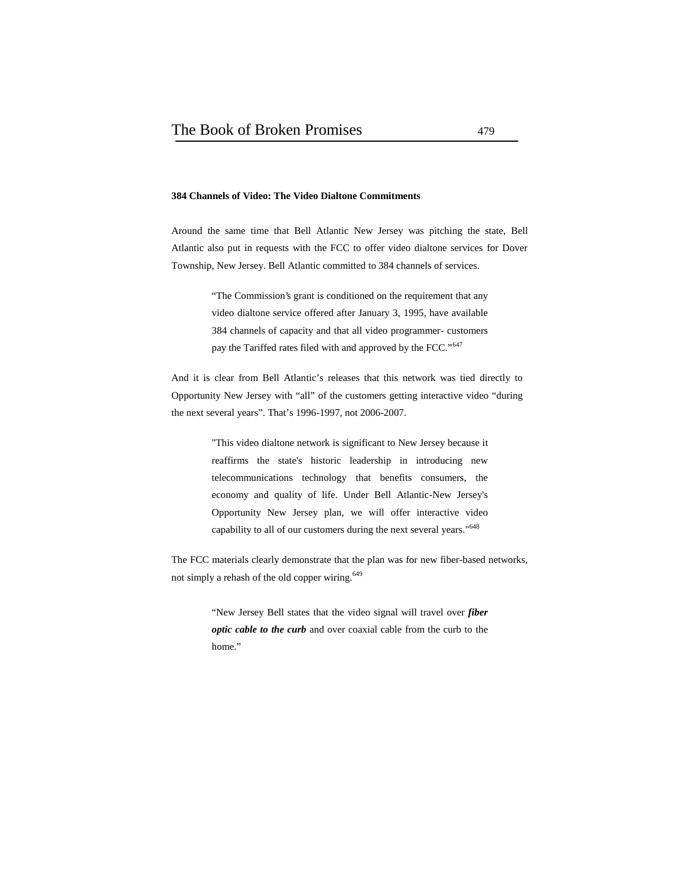**384 Channels of Video: The Video Dialtone Commitments**

Around the same time that Bell Atlantic New Jersey was pitching the state, Bell Atlantic also put in requests with the FCC to offer video dialtone services for Dover Township, New Jersey. Bell Atlantic committed to 384 channels of services.

> "The Commission's grant is conditioned on the requirement that any video dialtone service offered after January 3, 1995, have available 384 channels of capacity and that all video programmer- customers pay the Tariffed rates filed with and approved by the FCC."[647]

And it is clear from Bell Atlantic's releases that this network was tied directly to Opportunity New Jersey with "all" of the customers getting interactive video "during the next several years". That's 1996-1997, not 2006-2007.

> "This video dialtone network is significant to New Jersey because it reaffirms the state's historic leadership in introducing new telecommunications technology that benefits consumers, the economy and quality of life. Under Bell Atlantic-New Jersey's Opportunity New Jersey plan, we will offer interactive video capability to all of our customers during the next several years."[648]

The FCC materials clearly demonstrate that the plan was for new fiber-based networks, not simply a rehash of the old copper wiring.[649]

> "New Jersey Bell states that the video signal will travel over ***fiber optic cable to the curb*** and over coaxial cable from the curb to the home."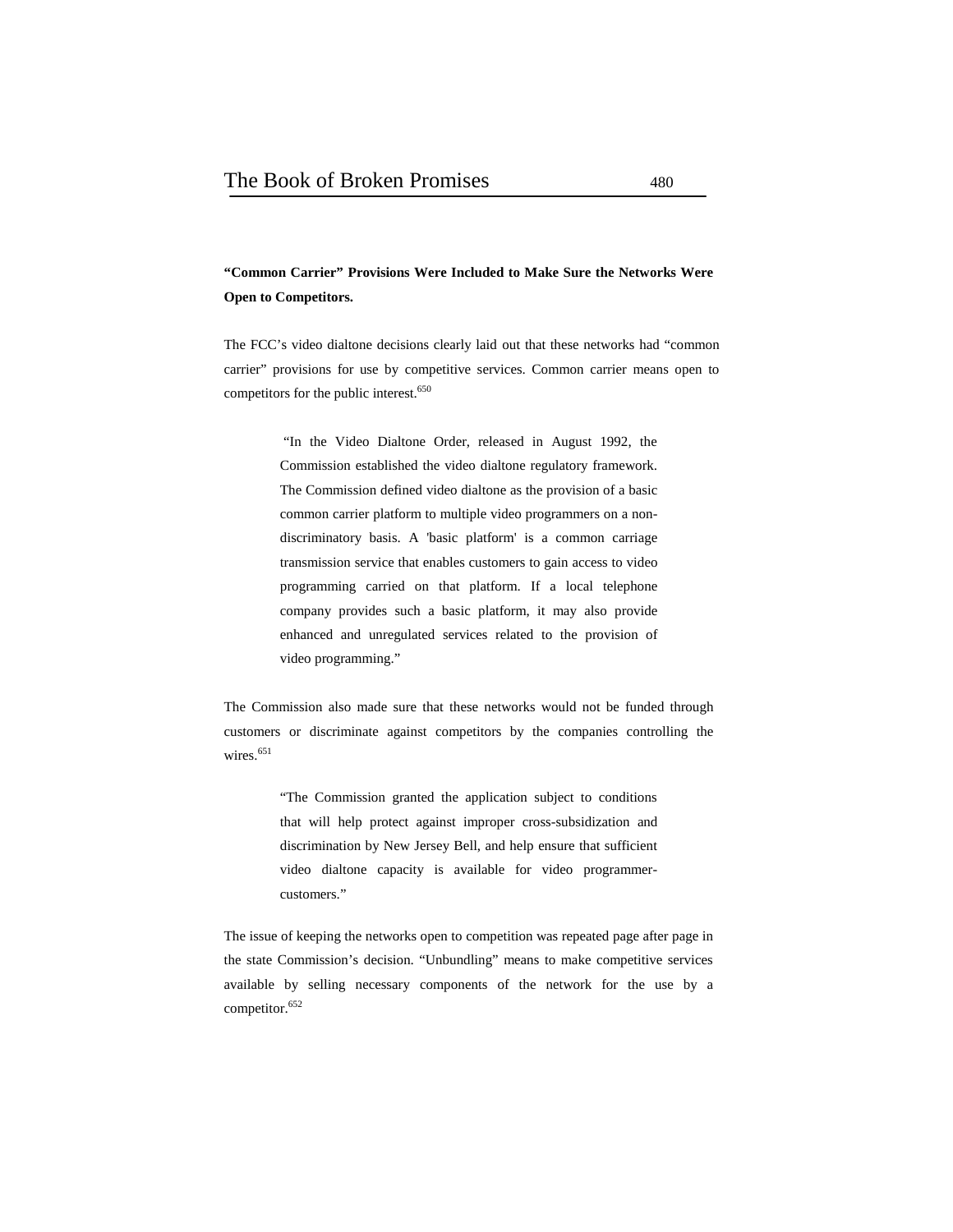**“Common Carrier” Provisions Were Included to Make Sure the Networks Were Open to Competitors.**

The FCC’s video dialtone decisions clearly laid out that these networks had “common carrier” provisions for use by competitive services. Common carrier means open to competitors for the public interest.[650]

> “In the Video Dialtone Order, released in August 1992, the Commission established the video dialtone regulatory framework. The Commission defined video dialtone as the provision of a basic common carrier platform to multiple video programmers on a non-discriminatory basis. A 'basic platform' is a common carriage transmission service that enables customers to gain access to video programming carried on that platform. If a local telephone company provides such a basic platform, it may also provide enhanced and unregulated services related to the provision of video programming.”

The Commission also made sure that these networks would not be funded through customers or discriminate against competitors by the companies controlling the wires.[651]

> “The Commission granted the application subject to conditions that will help protect against improper cross-subsidization and discrimination by New Jersey Bell, and help ensure that sufficient video dialtone capacity is available for video programmer-customers.”

The issue of keeping the networks open to competition was repeated page after page in the state Commission’s decision. “Unbundling” means to make competitive services available by selling necessary components of the network for the use by a competitor.[652]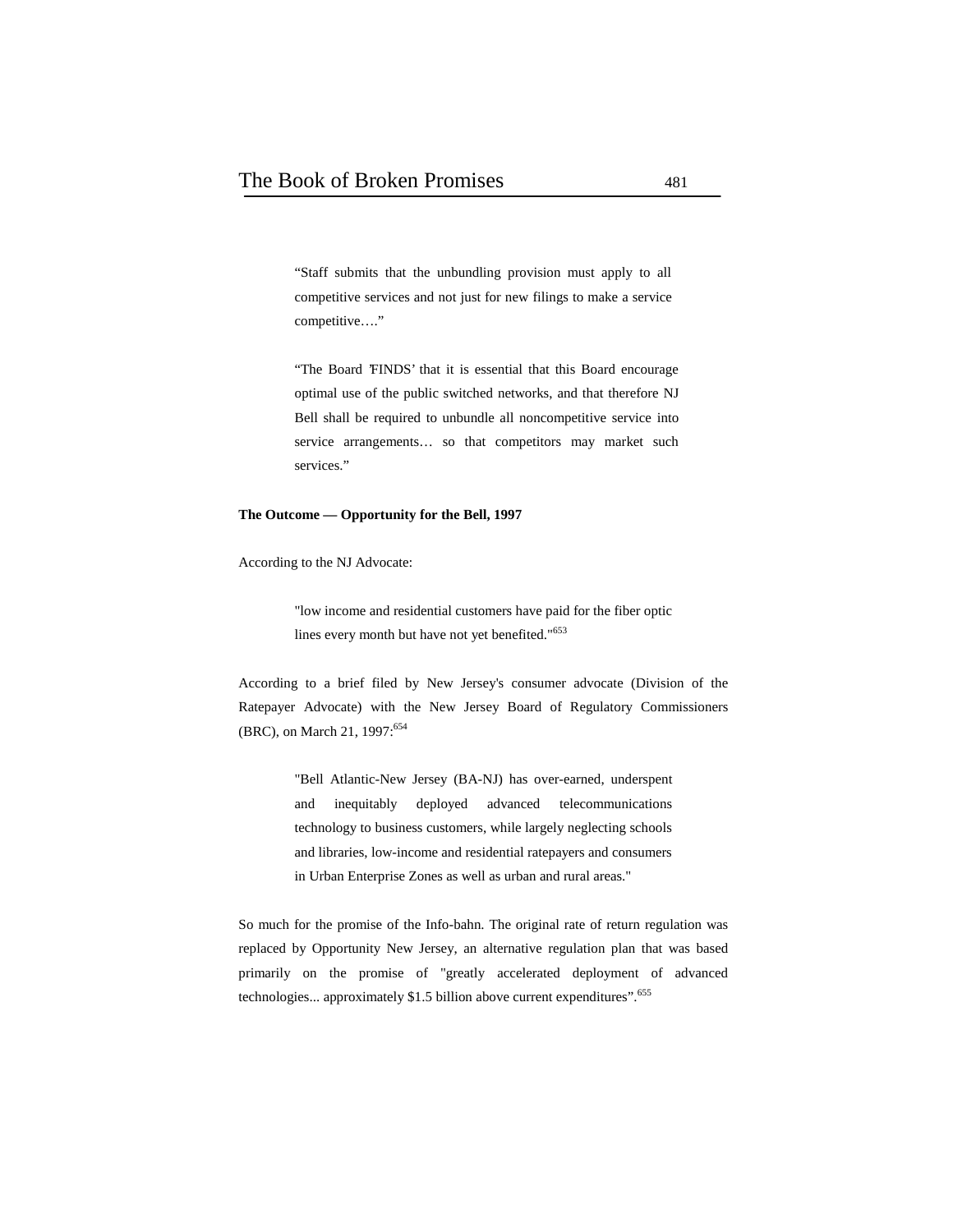> "Staff submits that the unbundling provision must apply to all competitive services and not just for new filings to make a service competitive…."

> "The Board 'FINDS' that it is essential that this Board encourage optimal use of the public switched networks, and that therefore NJ Bell shall be required to unbundle all noncompetitive service into service arrangements… so that competitors may market such services."

**The Outcome — Opportunity for the Bell, 1997**

According to the NJ Advocate:

> "low income and residential customers have paid for the fiber optic lines every month but have not yet benefited."[653]

According to a brief filed by New Jersey's consumer advocate (Division of the Ratepayer Advocate) with the New Jersey Board of Regulatory Commissioners (BRC), on March 21, 1997:[654]

> "Bell Atlantic-New Jersey (BA-NJ) has over-earned, underspent and inequitably deployed advanced telecommunications technology to business customers, while largely neglecting schools and libraries, low-income and residential ratepayers and consumers in Urban Enterprise Zones as well as urban and rural areas."

So much for the promise of the Info-bahn. The original rate of return regulation was replaced by Opportunity New Jersey, an alternative regulation plan that was based primarily on the promise of "greatly accelerated deployment of advanced technologies... approximately $1.5 billion above current expenditures".[655]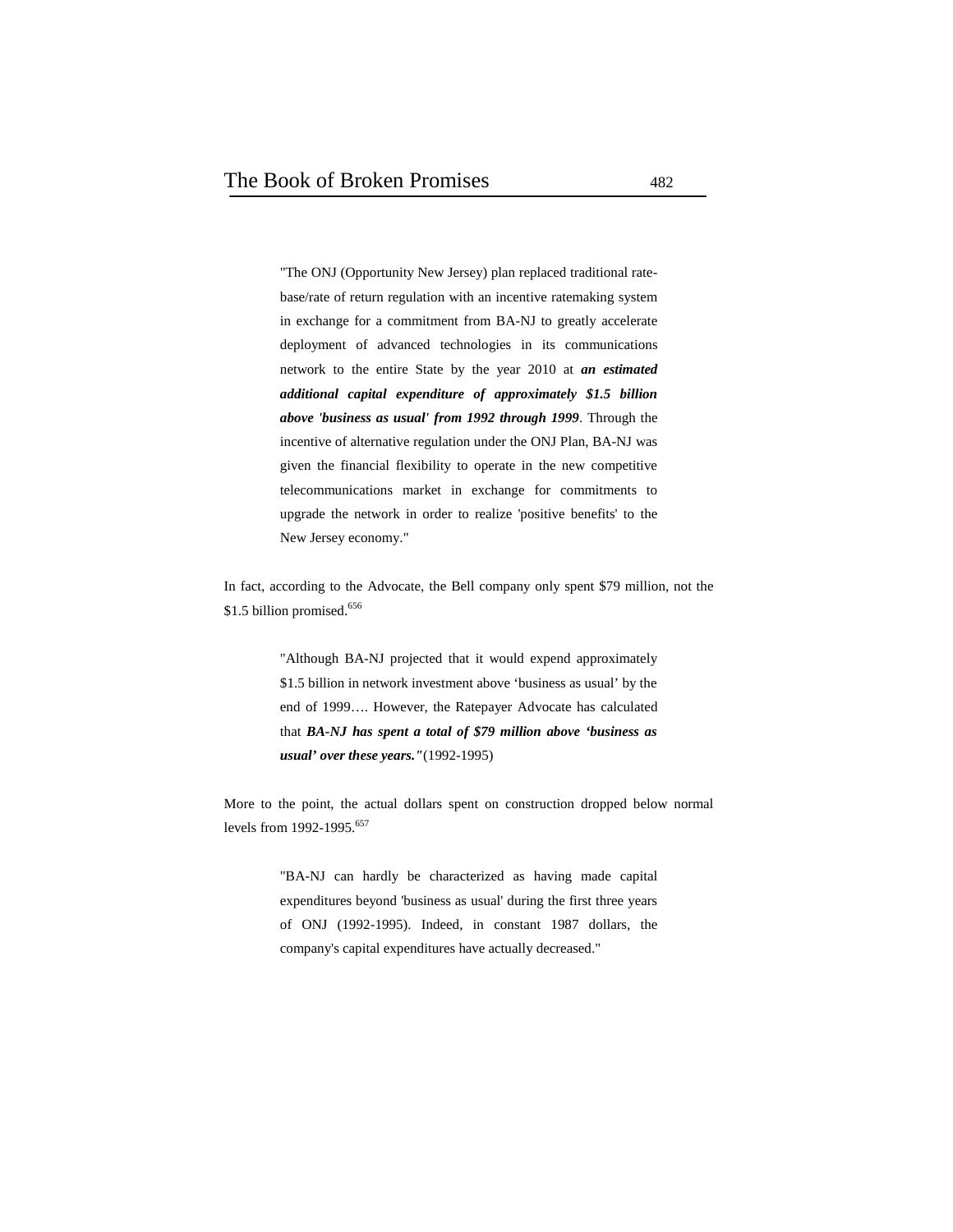> "The ONJ (Opportunity New Jersey) plan replaced traditional rate-base/rate of return regulation with an incentive ratemaking system in exchange for a commitment from BA-NJ to greatly accelerate deployment of advanced technologies in its communications network to the entire State by the year 2010 at ***an estimated additional capital expenditure of approximately $1.5 billion above 'business as usual' from 1992 through 1999***. Through the incentive of alternative regulation under the ONJ Plan, BA-NJ was given the financial flexibility to operate in the new competitive telecommunications market in exchange for commitments to upgrade the network in order to realize 'positive benefits' to the New Jersey economy."

In fact, according to the Advocate, the Bell company only spent $79 million, not the $1.5 billion promised.[656]

> "Although BA-NJ projected that it would expend approximately $1.5 billion in network investment above 'business as usual' by the end of 1999…. However, the Ratepayer Advocate has calculated that ***BA-NJ has spent a total of $79 million above 'business as usual' over these years."*** (1992-1995)

More to the point, the actual dollars spent on construction dropped below normal levels from 1992-1995.[657]

> "BA-NJ can hardly be characterized as having made capital expenditures beyond 'business as usual' during the first three years of ONJ (1992-1995). Indeed, in constant 1987 dollars, the company's capital expenditures have actually decreased."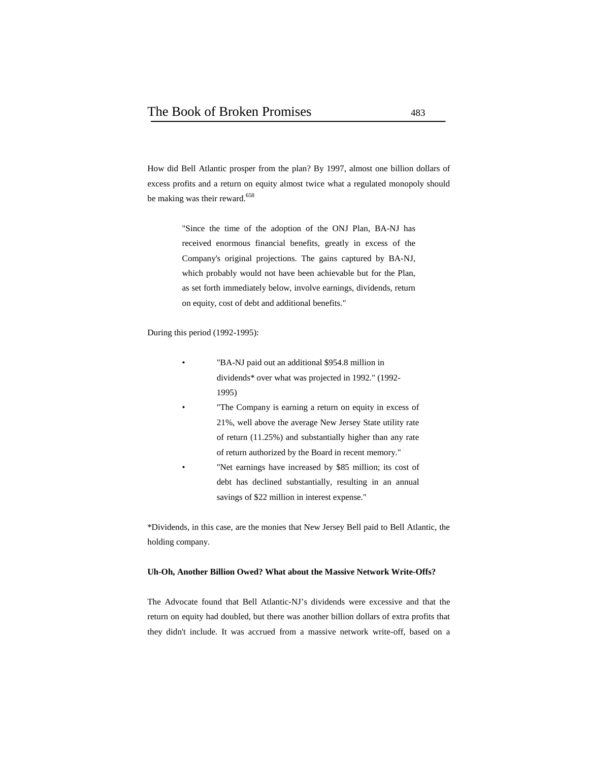How did Bell Atlantic prosper from the plan? By 1997, almost one billion dollars of excess profits and a return on equity almost twice what a regulated monopoly should be making was their reward.[658]

> "Since the time of the adoption of the ONJ Plan, BA-NJ has received enormous financial benefits, greatly in excess of the Company's original projections. The gains captured by BA-NJ, which probably would not have been achievable but for the Plan, as set forth immediately below, involve earnings, dividends, return on equity, cost of debt and additional benefits."

During this period (1992-1995):

- "BA-NJ paid out an additional $954.8 million in dividends* over what was projected in 1992." (1992-1995)
- "The Company is earning a return on equity in excess of 21%, well above the average New Jersey State utility rate of return (11.25%) and substantially higher than any rate of return authorized by the Board in recent memory."
- "Net earnings have increased by $85 million; its cost of debt has declined substantially, resulting in an annual savings of $22 million in interest expense."

*Dividends, in this case, are the monies that New Jersey Bell paid to Bell Atlantic, the holding company.

**Uh-Oh, Another Billion Owed? What about the Massive Network Write-Offs?**

The Advocate found that Bell Atlantic-NJ's dividends were excessive and that the return on equity had doubled, but there was another billion dollars of extra profits that they didn't include. It was accrued from a massive network write-off, based on a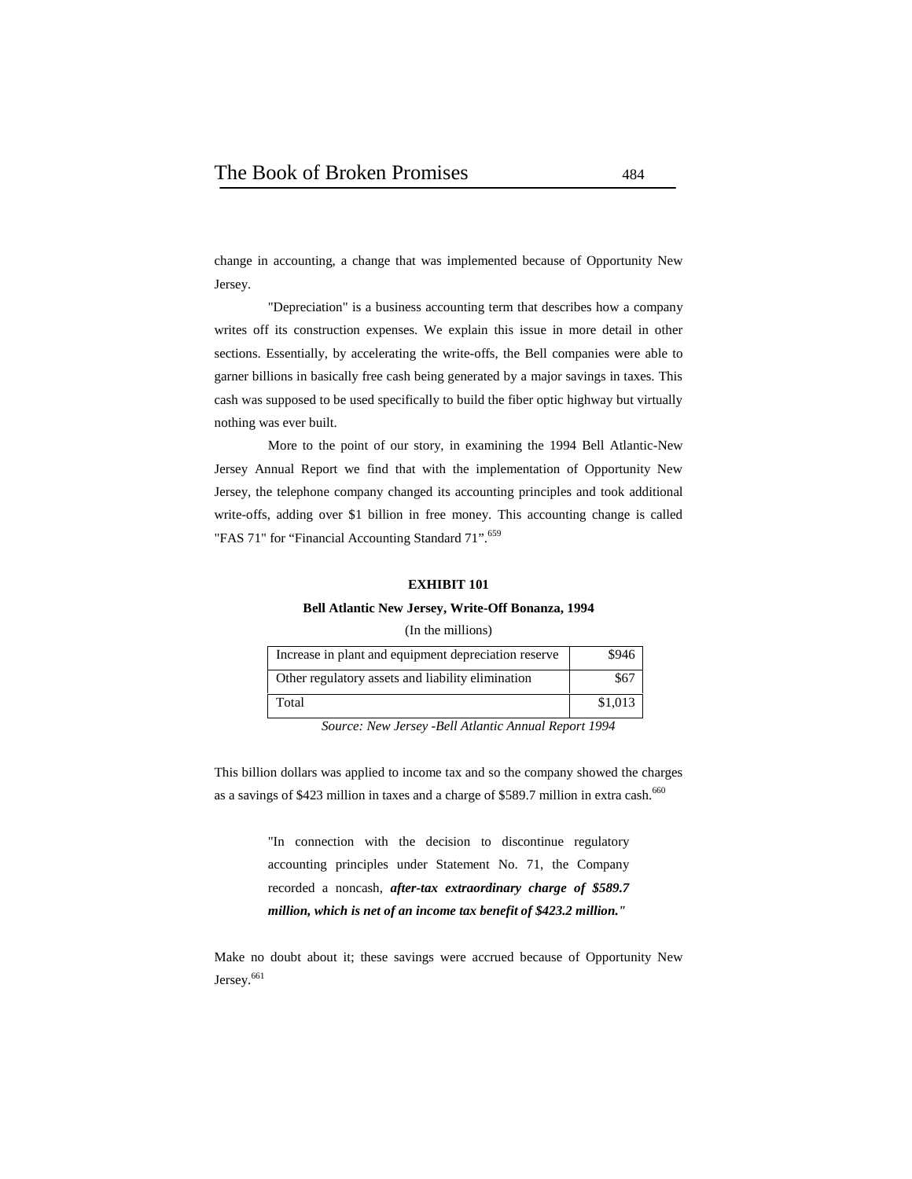change in accounting, a change that was implemented because of Opportunity New Jersey.

"Depreciation" is a business accounting term that describes how a company writes off its construction expenses. We explain this issue in more detail in other sections. Essentially, by accelerating the write-offs, the Bell companies were able to garner billions in basically free cash being generated by a major savings in taxes. This cash was supposed to be used specifically to build the fiber optic highway but virtually nothing was ever built.

More to the point of our story, in examining the 1994 Bell Atlantic-New Jersey Annual Report we find that with the implementation of Opportunity New Jersey, the telephone company changed its accounting principles and took additional write-offs, adding over $1 billion in free money. This accounting change is called "FAS 71" for "Financial Accounting Standard 71".[659]

**EXHIBIT 101**

**Bell Atlantic New Jersey, Write-Off Bonanza, 1994**

(In the millions)

| | |
|---|---|
| Increase in plant and equipment depreciation reserve | $946 |
| Other regulatory assets and liability elimination | $67 |
| Total | $1,013 |

*Source: New Jersey -Bell Atlantic Annual Report 1994*

This billion dollars was applied to income tax and so the company showed the charges as a savings of $423 million in taxes and a charge of $589.7 million in extra cash.[660]

> "In connection with the decision to discontinue regulatory accounting principles under Statement No. 71, the Company recorded a noncash, ***after-tax extraordinary charge of $589.7 million, which is net of an income tax benefit of $423.2 million."***

Make no doubt about it; these savings were accrued because of Opportunity New Jersey.[661]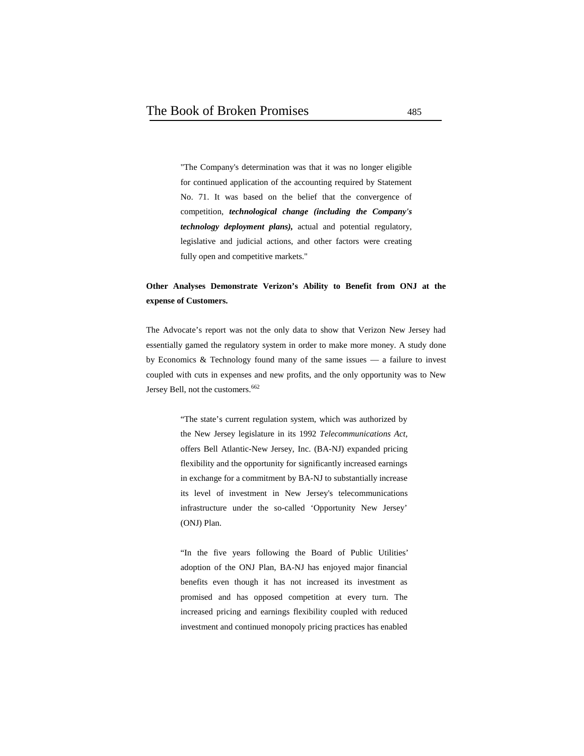> "The Company's determination was that it was no longer eligible for continued application of the accounting required by Statement No. 71. It was based on the belief that the convergence of competition, ***technological change (including the Company's technology deployment plans),*** actual and potential regulatory, legislative and judicial actions, and other factors were creating fully open and competitive markets."

**Other Analyses Demonstrate Verizon's Ability to Benefit from ONJ at the expense of Customers.**

The Advocate's report was not the only data to show that Verizon New Jersey had essentially gamed the regulatory system in order to make more money. A study done by Economics & Technology found many of the same issues — a failure to invest coupled with cuts in expenses and new profits, and the only opportunity was to New Jersey Bell, not the customers.[662]

> "The state's current regulation system, which was authorized by the New Jersey legislature in its 1992 *Telecommunications Act*, offers Bell Atlantic-New Jersey, Inc. (BA-NJ) expanded pricing flexibility and the opportunity for significantly increased earnings in exchange for a commitment by BA-NJ to substantially increase its level of investment in New Jersey's telecommunications infrastructure under the so-called 'Opportunity New Jersey' (ONJ) Plan.
>
> "In the five years following the Board of Public Utilities' adoption of the ONJ Plan, BA-NJ has enjoyed major financial benefits even though it has not increased its investment as promised and has opposed competition at every turn. The increased pricing and earnings flexibility coupled with reduced investment and continued monopoly pricing practices has enabled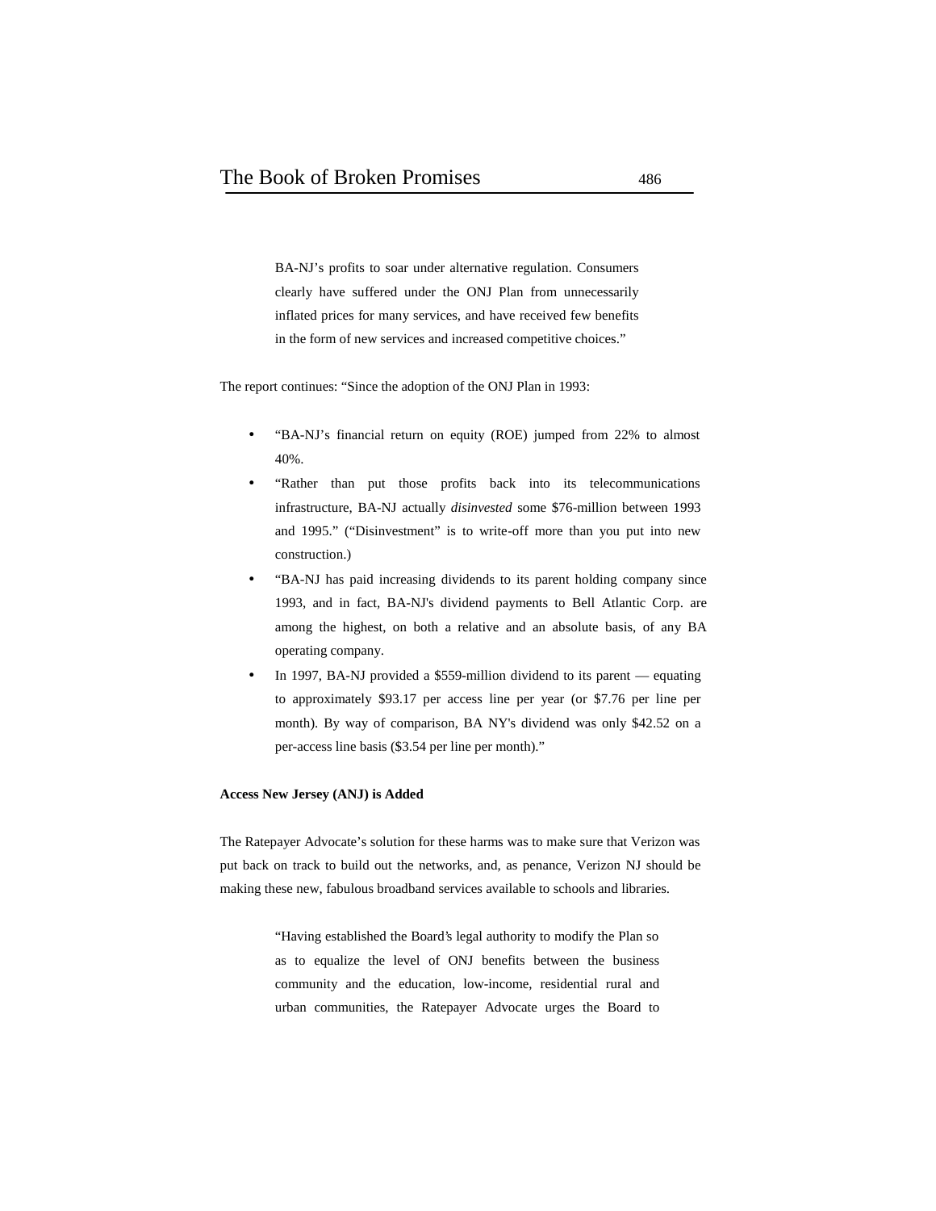> BA-NJ's profits to soar under alternative regulation. Consumers clearly have suffered under the ONJ Plan from unnecessarily inflated prices for many services, and have received few benefits in the form of new services and increased competitive choices."

The report continues: "Since the adoption of the ONJ Plan in 1993:

- "BA-NJ's financial return on equity (ROE) jumped from 22% to almost 40%.
- "Rather than put those profits back into its telecommunications infrastructure, BA-NJ actually *disinvested* some $76-million between 1993 and 1995." ("Disinvestment" is to write-off more than you put into new construction.)
- "BA-NJ has paid increasing dividends to its parent holding company since 1993, and in fact, BA-NJ's dividend payments to Bell Atlantic Corp. are among the highest, on both a relative and an absolute basis, of any BA operating company.
- In 1997, BA-NJ provided a $559-million dividend to its parent — equating to approximately $93.17 per access line per year (or $7.76 per line per month). By way of comparison, BA NY's dividend was only $42.52 on a per-access line basis ($3.54 per line per month)."

**Access New Jersey (ANJ) is Added**

The Ratepayer Advocate's solution for these harms was to make sure that Verizon was put back on track to build out the networks, and, as penance, Verizon NJ should be making these new, fabulous broadband services available to schools and libraries.

> "Having established the Board's legal authority to modify the Plan so as to equalize the level of ONJ benefits between the business community and the education, low-income, residential rural and urban communities, the Ratepayer Advocate urges the Board to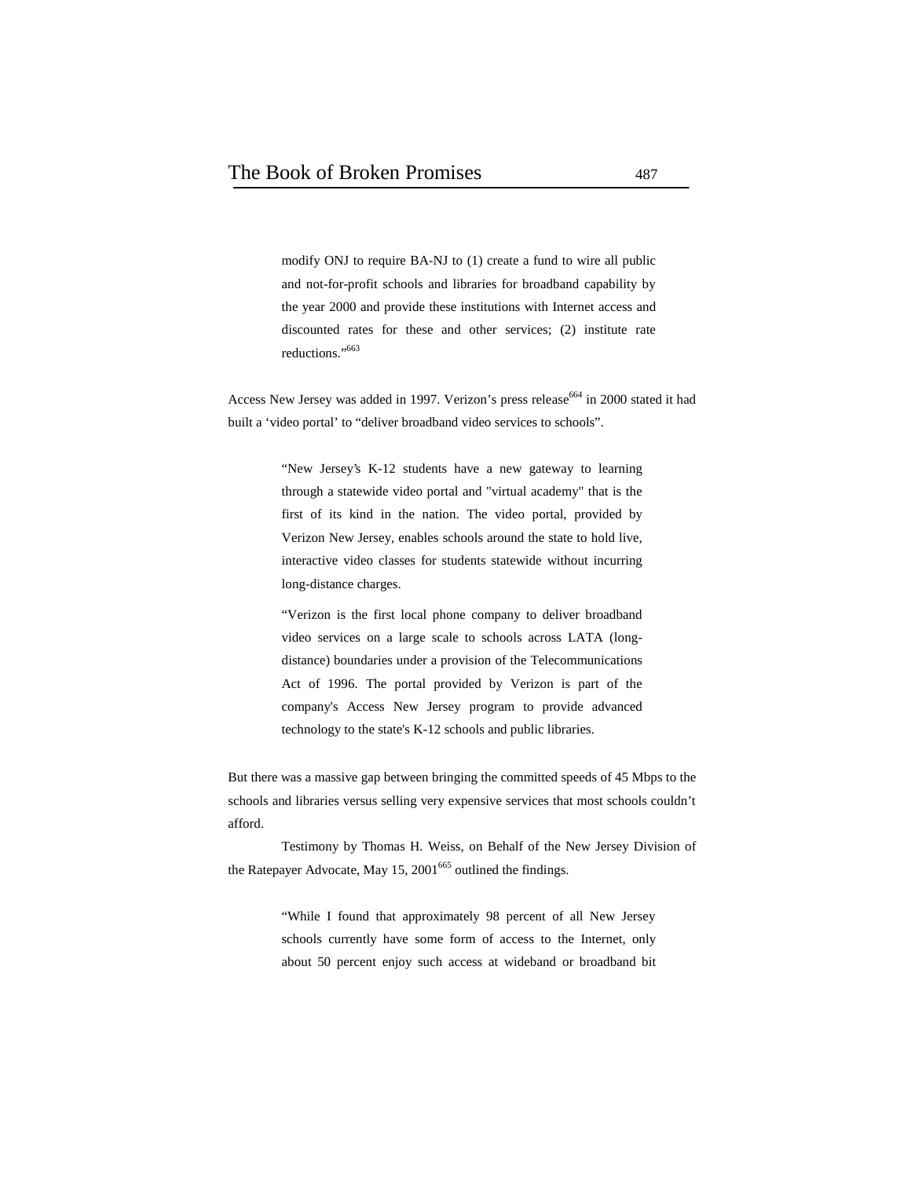> modify ONJ to require BA-NJ to (1) create a fund to wire all public and not-for-profit schools and libraries for broadband capability by the year 2000 and provide these institutions with Internet access and discounted rates for these and other services; (2) institute rate reductions."[663]

Access New Jersey was added in 1997. Verizon's press release[664] in 2000 stated it had built a 'video portal' to "deliver broadband video services to schools".

> "New Jersey's K-12 students have a new gateway to learning through a statewide video portal and "virtual academy" that is the first of its kind in the nation. The video portal, provided by Verizon New Jersey, enables schools around the state to hold live, interactive video classes for students statewide without incurring long-distance charges.
>
> "Verizon is the first local phone company to deliver broadband video services on a large scale to schools across LATA (long-distance) boundaries under a provision of the Telecommunications Act of 1996. The portal provided by Verizon is part of the company's Access New Jersey program to provide advanced technology to the state's K-12 schools and public libraries.

But there was a massive gap between bringing the committed speeds of 45 Mbps to the schools and libraries versus selling very expensive services that most schools couldn't afford.

Testimony by Thomas H. Weiss, on Behalf of the New Jersey Division of the Ratepayer Advocate, May 15, 2001[665] outlined the findings.

> "While I found that approximately 98 percent of all New Jersey schools currently have some form of access to the Internet, only about 50 percent enjoy such access at wideband or broadband bit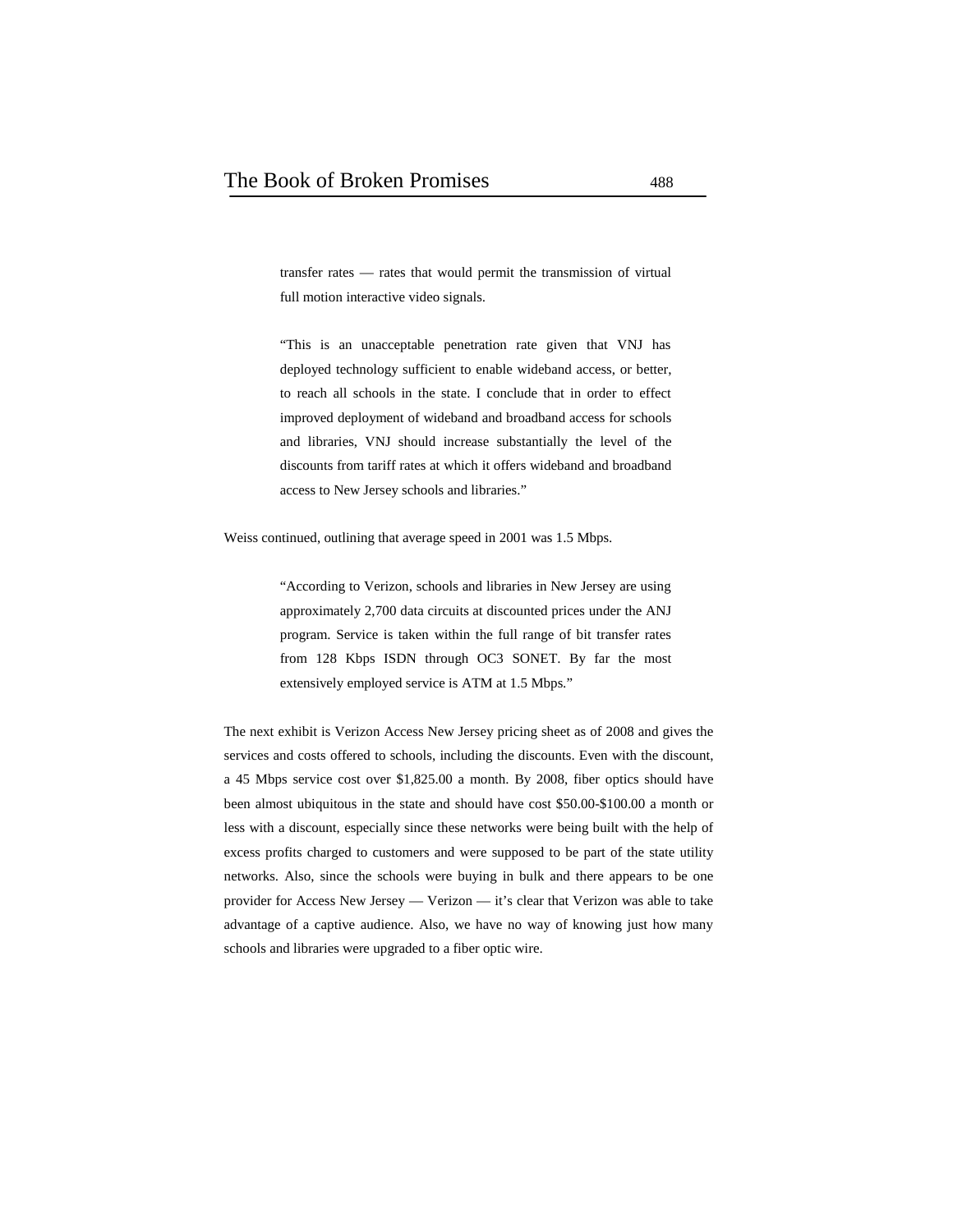> transfer rates — rates that would permit the transmission of virtual full motion interactive video signals.
>
> "This is an unacceptable penetration rate given that VNJ has deployed technology sufficient to enable wideband access, or better, to reach all schools in the state. I conclude that in order to effect improved deployment of wideband and broadband access for schools and libraries, VNJ should increase substantially the level of the discounts from tariff rates at which it offers wideband and broadband access to New Jersey schools and libraries."

Weiss continued, outlining that average speed in 2001 was 1.5 Mbps.

> "According to Verizon, schools and libraries in New Jersey are using approximately 2,700 data circuits at discounted prices under the ANJ program. Service is taken within the full range of bit transfer rates from 128 Kbps ISDN through OC3 SONET. By far the most extensively employed service is ATM at 1.5 Mbps."

The next exhibit is Verizon Access New Jersey pricing sheet as of 2008 and gives the services and costs offered to schools, including the discounts. Even with the discount, a 45 Mbps service cost over $1,825.00 a month. By 2008, fiber optics should have been almost ubiquitous in the state and should have cost $50.00-$100.00 a month or less with a discount, especially since these networks were being built with the help of excess profits charged to customers and were supposed to be part of the state utility networks. Also, since the schools were buying in bulk and there appears to be one provider for Access New Jersey — Verizon — it's clear that Verizon was able to take advantage of a captive audience. Also, we have no way of knowing just how many schools and libraries were upgraded to a fiber optic wire.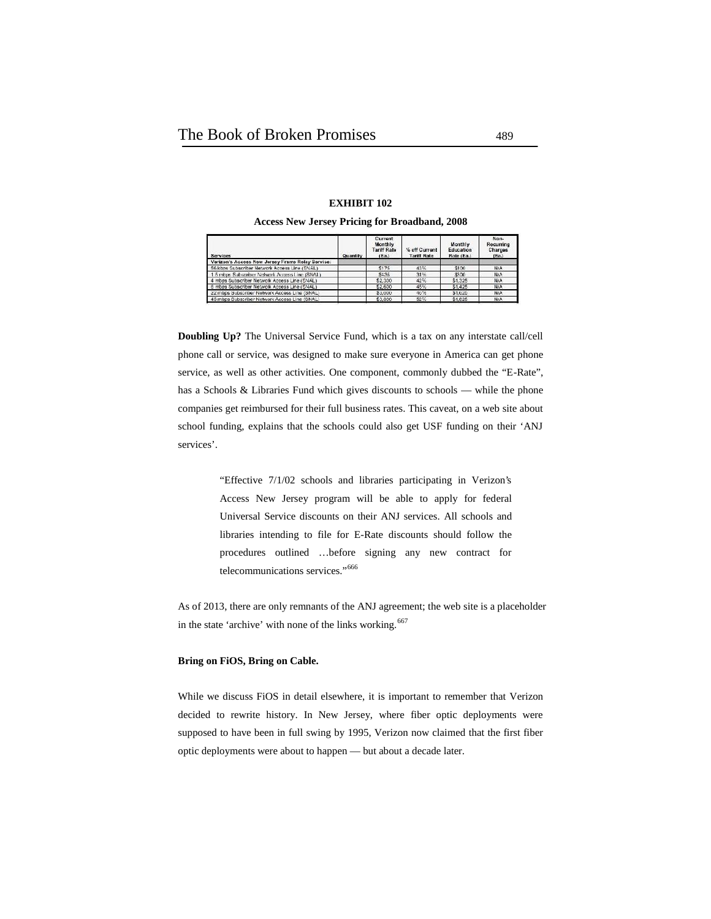**EXHIBIT 102**

**Access New Jersey Pricing for Broadband, 2008**

| Services | Quantity | Current Monthly Tariff Rate (Ea.) | % off Current Tariff Rate | Monthly Education Rate (Ea.) | Non-Recurring Charges (Ea.) |
|---|---|---|---|---|---|
| Verizon's Access New Jersey Frame Relay Service: | | | | | |
| 56 kbps Subscriber Network Access Line (SNAL) | | $175 | 43% | $100 | N/A |
| 1.5 mbps Subscriber Network Access Line (SNAL) | | $435 | 31% | $300 | N/A |
| 4 mbps Subscriber Network Access Line (SNAL) | | $2,300 | 42% | $1,325 | N/A |
| 6 mbps Subscriber Network Access Line (SNAL) | | $2,600 | 45% | $1,425 | N/A |
| 22 mbps Subscriber Network Access Line (SNAL) | | $3,000 | 46% | $1,625 | N/A |
| 45 mbps Subscriber Network Access Line (SNAL) | | $3,800 | 52% | $1,825 | N/A |

**Doubling Up?** The Universal Service Fund, which is a tax on any interstate call/cell phone call or service, was designed to make sure everyone in America can get phone service, as well as other activities. One component, commonly dubbed the "E-Rate", has a Schools & Libraries Fund which gives discounts to schools — while the phone companies get reimbursed for their full business rates. This caveat, on a web site about school funding, explains that the schools could also get USF funding on their 'ANJ services'.

> "Effective 7/1/02 schools and libraries participating in Verizon's Access New Jersey program will be able to apply for federal Universal Service discounts on their ANJ services. All schools and libraries intending to file for E-Rate discounts should follow the procedures outlined …before signing any new contract for telecommunications services."[666]

As of 2013, there are only remnants of the ANJ agreement; the web site is a placeholder in the state 'archive' with none of the links working.[667]

**Bring on FiOS, Bring on Cable.**

While we discuss FiOS in detail elsewhere, it is important to remember that Verizon decided to rewrite history. In New Jersey, where fiber optic deployments were supposed to have been in full swing by 1995, Verizon now claimed that the first fiber optic deployments were about to happen — but about a decade later.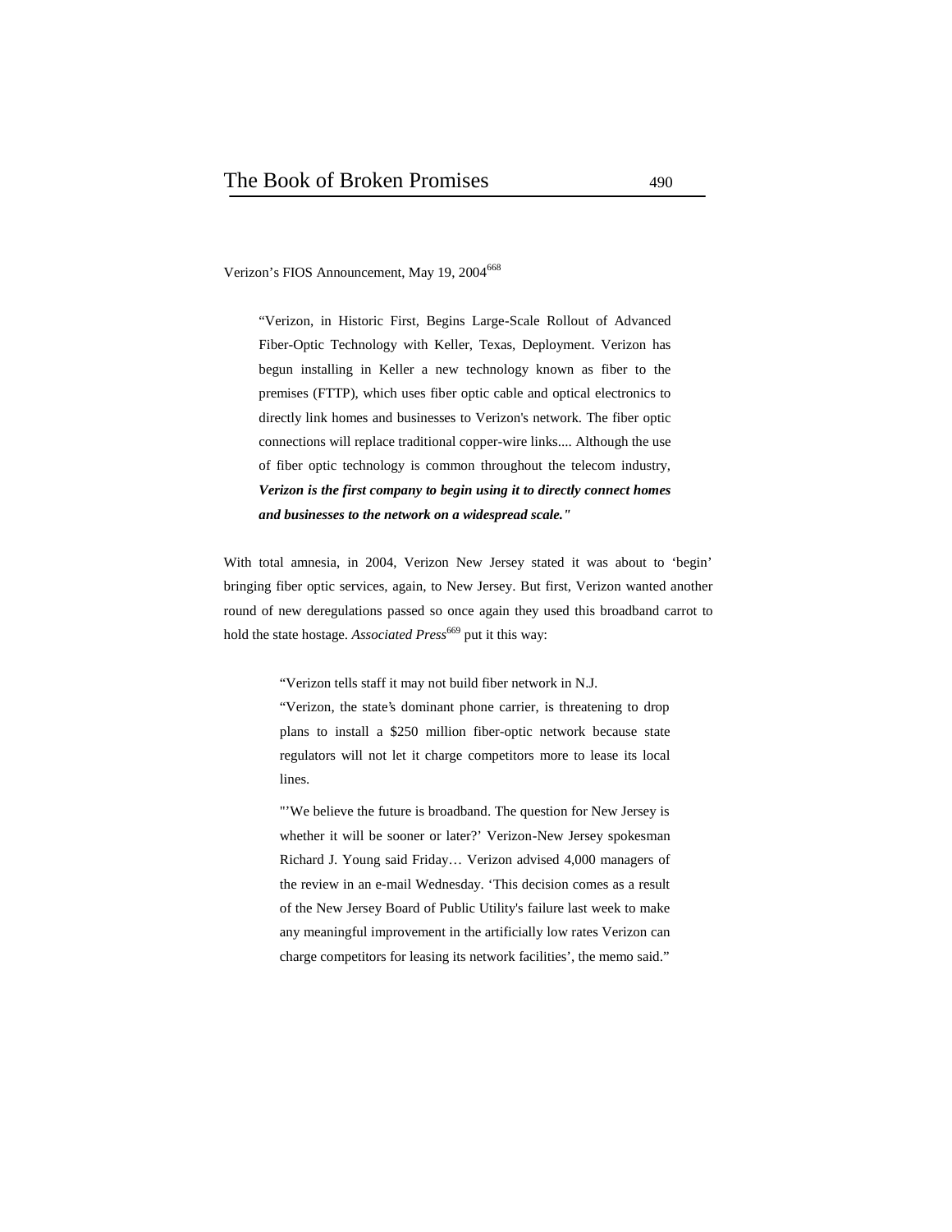Verizon's FIOS Announcement, May 19, 2004[668]

> "Verizon, in Historic First, Begins Large-Scale Rollout of Advanced Fiber-Optic Technology with Keller, Texas, Deployment. Verizon has begun installing in Keller a new technology known as fiber to the premises (FTTP), which uses fiber optic cable and optical electronics to directly link homes and businesses to Verizon's network. The fiber optic connections will replace traditional copper-wire links.... Although the use of fiber optic technology is common throughout the telecom industry, ***Verizon is the first company to begin using it to directly connect homes and businesses to the network on a widespread scale."***

With total amnesia, in 2004, Verizon New Jersey stated it was about to 'begin' bringing fiber optic services, again, to New Jersey. But first, Verizon wanted another round of new deregulations passed so once again they used this broadband carrot to hold the state hostage. *Associated Press*[669] put it this way:

> "Verizon tells staff it may not build fiber network in N.J.
>
> "Verizon, the state's dominant phone carrier, is threatening to drop plans to install a $250 million fiber-optic network because state regulators will not let it charge competitors more to lease its local lines.
>
> "'We believe the future is broadband. The question for New Jersey is whether it will be sooner or later?' Verizon-New Jersey spokesman Richard J. Young said Friday… Verizon advised 4,000 managers of the review in an e-mail Wednesday. 'This decision comes as a result of the New Jersey Board of Public Utility's failure last week to make any meaningful improvement in the artificially low rates Verizon can charge competitors for leasing its network facilities', the memo said."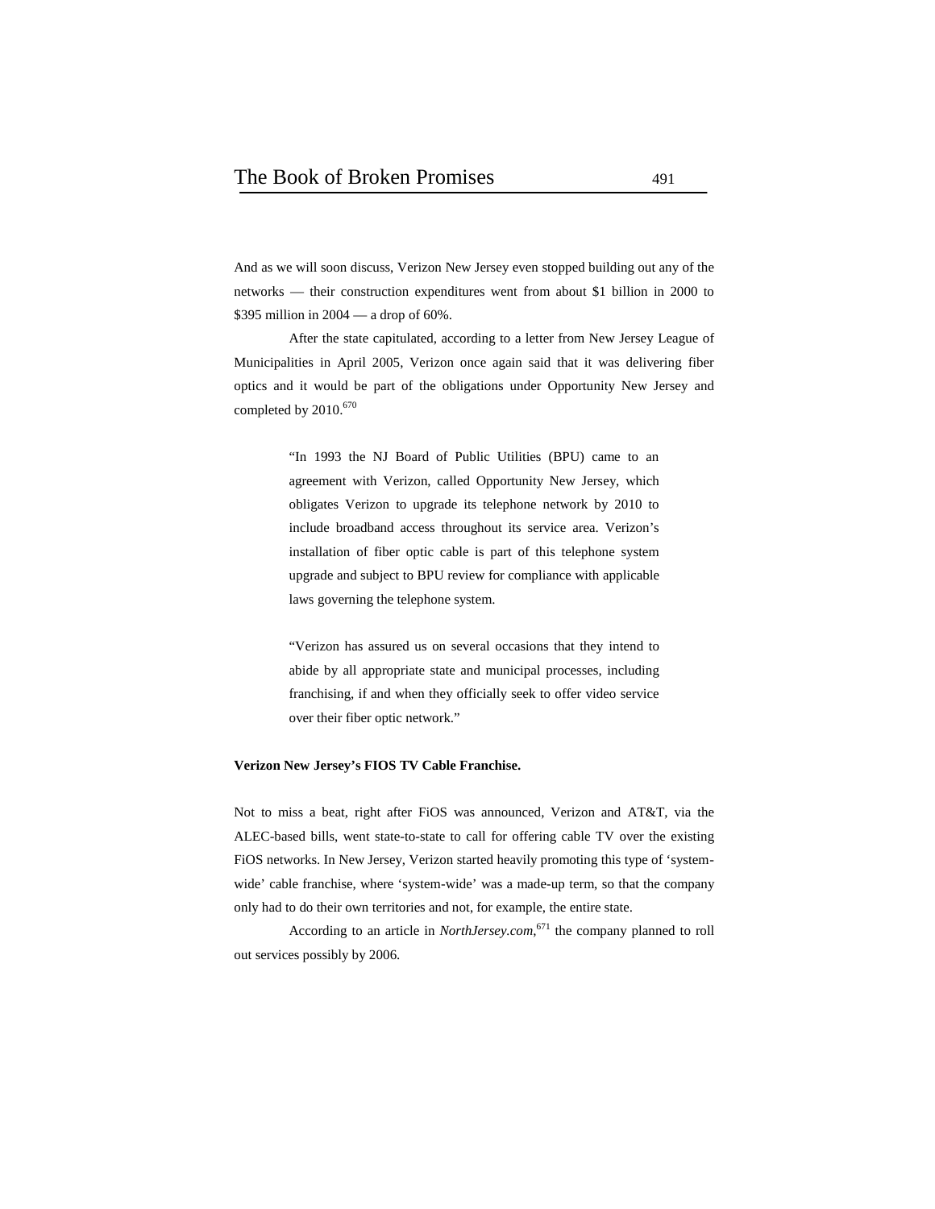And as we will soon discuss, Verizon New Jersey even stopped building out any of the networks — their construction expenditures went from about $1 billion in 2000 to $395 million in 2004 — a drop of 60%.

After the state capitulated, according to a letter from New Jersey League of Municipalities in April 2005, Verizon once again said that it was delivering fiber optics and it would be part of the obligations under Opportunity New Jersey and completed by 2010.[670]

> "In 1993 the NJ Board of Public Utilities (BPU) came to an agreement with Verizon, called Opportunity New Jersey, which obligates Verizon to upgrade its telephone network by 2010 to include broadband access throughout its service area. Verizon's installation of fiber optic cable is part of this telephone system upgrade and subject to BPU review for compliance with applicable laws governing the telephone system.
>
> "Verizon has assured us on several occasions that they intend to abide by all appropriate state and municipal processes, including franchising, if and when they officially seek to offer video service over their fiber optic network."

**Verizon New Jersey's FIOS TV Cable Franchise.**

Not to miss a beat, right after FiOS was announced, Verizon and AT&T, via the ALEC-based bills, went state-to-state to call for offering cable TV over the existing FiOS networks. In New Jersey, Verizon started heavily promoting this type of 'system-wide' cable franchise, where 'system-wide' was a made-up term, so that the company only had to do their own territories and not, for example, the entire state.

According to an article in *NorthJersey.com*,[671] the company planned to roll out services possibly by 2006.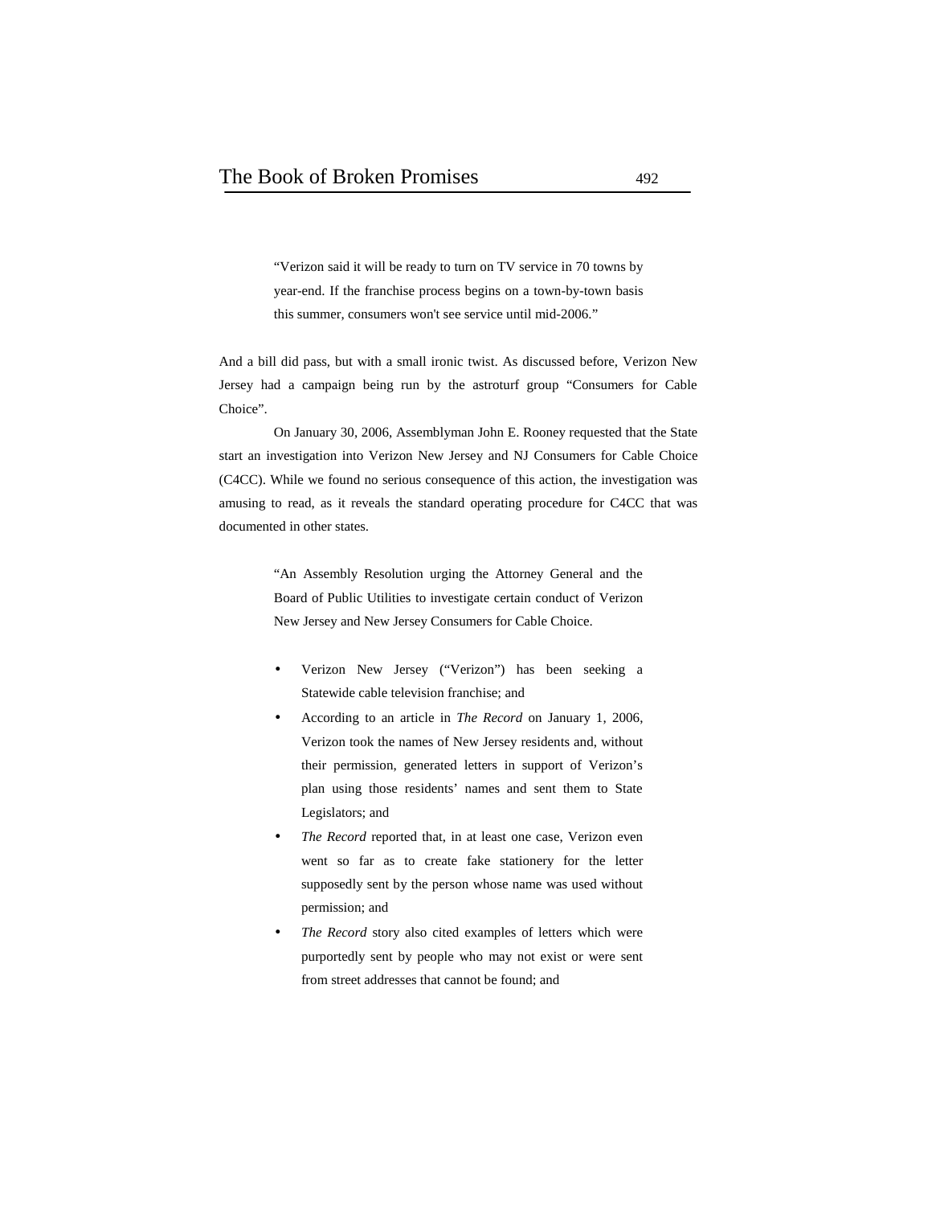> "Verizon said it will be ready to turn on TV service in 70 towns by year-end. If the franchise process begins on a town-by-town basis this summer, consumers won't see service until mid-2006."

And a bill did pass, but with a small ironic twist. As discussed before, Verizon New Jersey had a campaign being run by the astroturf group "Consumers for Cable Choice".

On January 30, 2006, Assemblyman John E. Rooney requested that the State start an investigation into Verizon New Jersey and NJ Consumers for Cable Choice (C4CC). While we found no serious consequence of this action, the investigation was amusing to read, as it reveals the standard operating procedure for C4CC that was documented in other states.

> "An Assembly Resolution urging the Attorney General and the Board of Public Utilities to investigate certain conduct of Verizon New Jersey and New Jersey Consumers for Cable Choice.
>
> - Verizon New Jersey ("Verizon") has been seeking a Statewide cable television franchise; and
> - According to an article in *The Record* on January 1, 2006, Verizon took the names of New Jersey residents and, without their permission, generated letters in support of Verizon's plan using those residents' names and sent them to State Legislators; and
> - *The Record* reported that, in at least one case, Verizon even went so far as to create fake stationery for the letter supposedly sent by the person whose name was used without permission; and
> - *The Record* story also cited examples of letters which were purportedly sent by people who may not exist or were sent from street addresses that cannot be found; and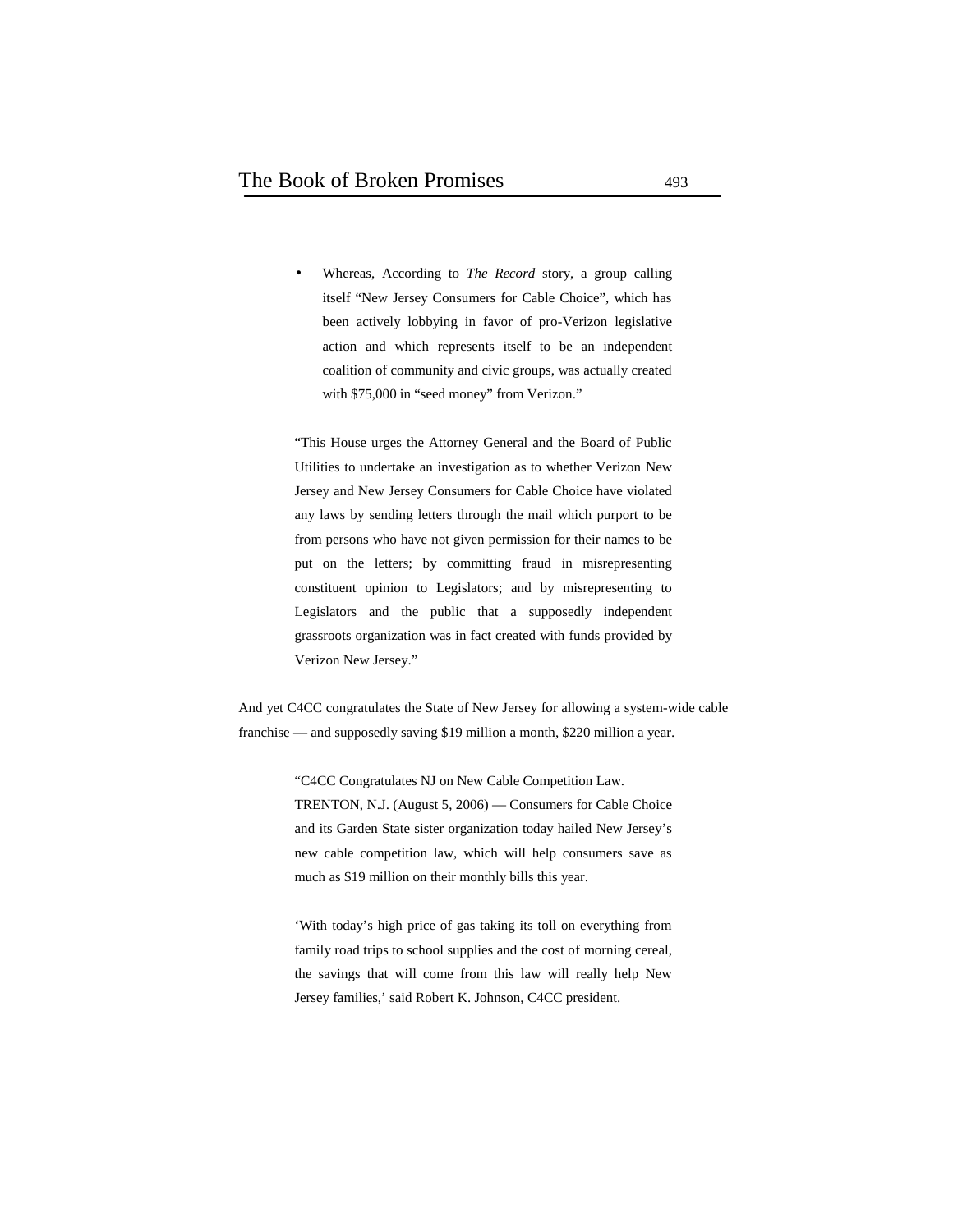- Whereas, According to *The Record* story, a group calling itself "New Jersey Consumers for Cable Choice", which has been actively lobbying in favor of pro-Verizon legislative action and which represents itself to be an independent coalition of community and civic groups, was actually created with $75,000 in "seed money" from Verizon."

> "This House urges the Attorney General and the Board of Public Utilities to undertake an investigation as to whether Verizon New Jersey and New Jersey Consumers for Cable Choice have violated any laws by sending letters through the mail which purport to be from persons who have not given permission for their names to be put on the letters; by committing fraud in misrepresenting constituent opinion to Legislators; and by misrepresenting to Legislators and the public that a supposedly independent grassroots organization was in fact created with funds provided by Verizon New Jersey."

And yet C4CC congratulates the State of New Jersey for allowing a system-wide cable franchise — and supposedly saving $19 million a month, $220 million a year.

> "C4CC Congratulates NJ on New Cable Competition Law.
> TRENTON, N.J. (August 5, 2006) — Consumers for Cable Choice and its Garden State sister organization today hailed New Jersey's new cable competition law, which will help consumers save as much as $19 million on their monthly bills this year.
>
> 'With today's high price of gas taking its toll on everything from family road trips to school supplies and the cost of morning cereal, the savings that will come from this law will really help New Jersey families,' said Robert K. Johnson, C4CC president.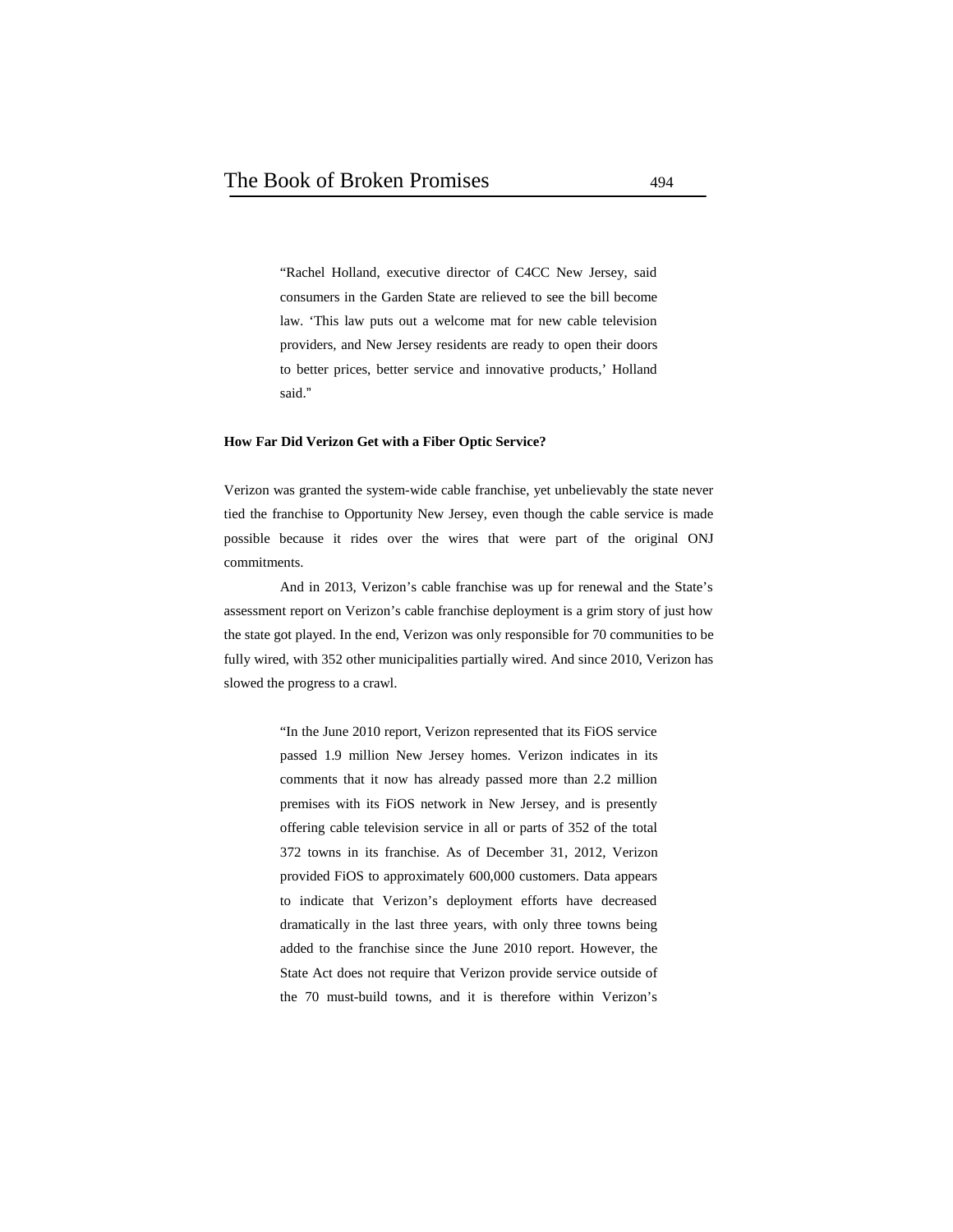> "Rachel Holland, executive director of C4CC New Jersey, said consumers in the Garden State are relieved to see the bill become law. 'This law puts out a welcome mat for new cable television providers, and New Jersey residents are ready to open their doors to better prices, better service and innovative products,' Holland said."

**How Far Did Verizon Get with a Fiber Optic Service?**

Verizon was granted the system-wide cable franchise, yet unbelievably the state never tied the franchise to Opportunity New Jersey, even though the cable service is made possible because it rides over the wires that were part of the original ONJ commitments.

And in 2013, Verizon's cable franchise was up for renewal and the State's assessment report on Verizon's cable franchise deployment is a grim story of just how the state got played. In the end, Verizon was only responsible for 70 communities to be fully wired, with 352 other municipalities partially wired. And since 2010, Verizon has slowed the progress to a crawl.

> "In the June 2010 report, Verizon represented that its FiOS service passed 1.9 million New Jersey homes. Verizon indicates in its comments that it now has already passed more than 2.2 million premises with its FiOS network in New Jersey, and is presently offering cable television service in all or parts of 352 of the total 372 towns in its franchise. As of December 31, 2012, Verizon provided FiOS to approximately 600,000 customers. Data appears to indicate that Verizon's deployment efforts have decreased dramatically in the last three years, with only three towns being added to the franchise since the June 2010 report. However, the State Act does not require that Verizon provide service outside of the 70 must-build towns, and it is therefore within Verizon's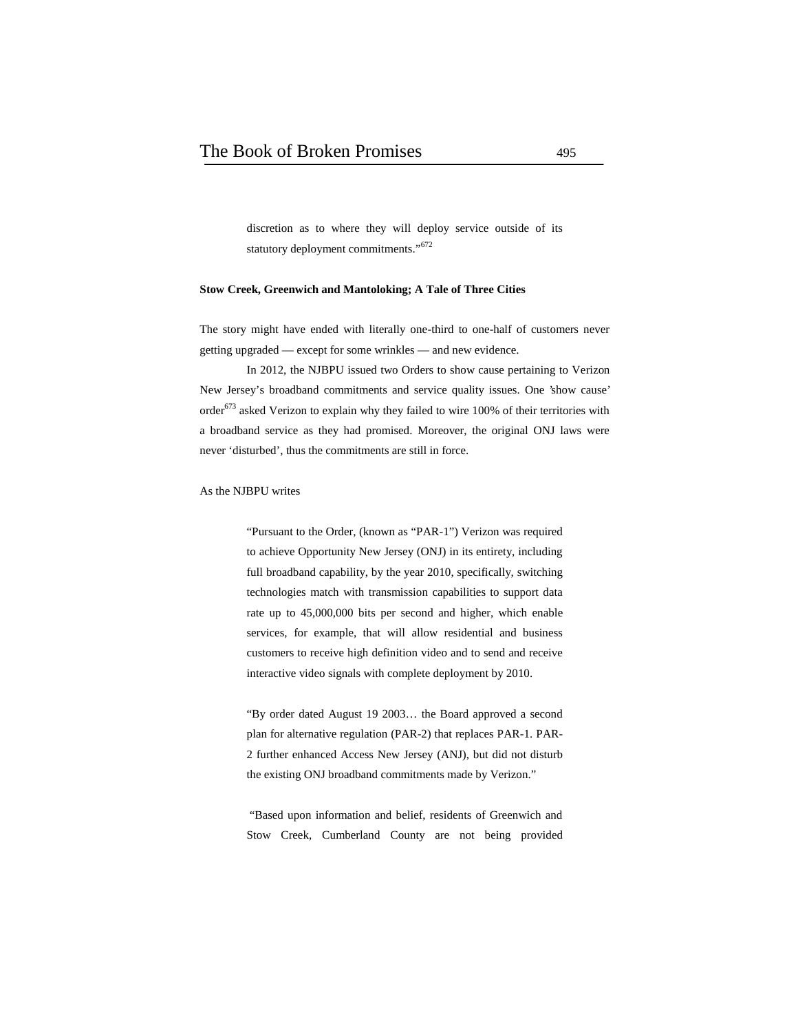> discretion as to where they will deploy service outside of its statutory deployment commitments."[672]

**Stow Creek, Greenwich and Mantoloking; A Tale of Three Cities**

The story might have ended with literally one-third to one-half of customers never getting upgraded — except for some wrinkles — and new evidence.

In 2012, the NJBPU issued two Orders to show cause pertaining to Verizon New Jersey's broadband commitments and service quality issues. One 'show cause' order[673] asked Verizon to explain why they failed to wire 100% of their territories with a broadband service as they had promised. Moreover, the original ONJ laws were never 'disturbed', thus the commitments are still in force.

As the NJBPU writes

> "Pursuant to the Order, (known as "PAR-1") Verizon was required to achieve Opportunity New Jersey (ONJ) in its entirety, including full broadband capability, by the year 2010, specifically, switching technologies match with transmission capabilities to support data rate up to 45,000,000 bits per second and higher, which enable services, for example, that will allow residential and business customers to receive high definition video and to send and receive interactive video signals with complete deployment by 2010.
>
> "By order dated August 19 2003… the Board approved a second plan for alternative regulation (PAR-2) that replaces PAR-1. PAR-2 further enhanced Access New Jersey (ANJ), but did not disturb the existing ONJ broadband commitments made by Verizon."
>
> "Based upon information and belief, residents of Greenwich and Stow Creek, Cumberland County are not being provided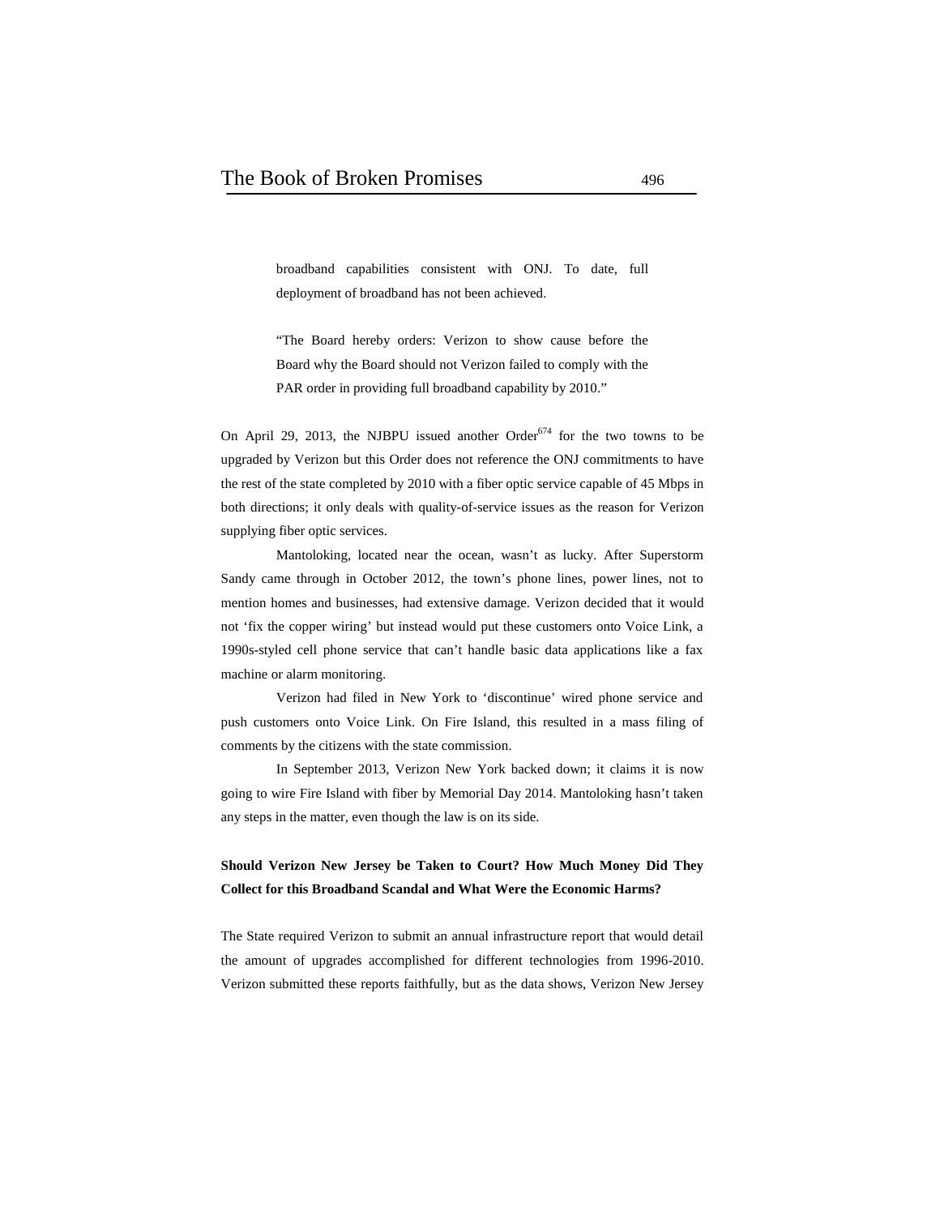> broadband capabilities consistent with ONJ. To date, full deployment of broadband has not been achieved.
>
> "The Board hereby orders: Verizon to show cause before the Board why the Board should not Verizon failed to comply with the PAR order in providing full broadband capability by 2010."

On April 29, 2013, the NJBPU issued another Order[674] for the two towns to be upgraded by Verizon but this Order does not reference the ONJ commitments to have the rest of the state completed by 2010 with a fiber optic service capable of 45 Mbps in both directions; it only deals with quality-of-service issues as the reason for Verizon supplying fiber optic services.

Mantoloking, located near the ocean, wasn't as lucky. After Superstorm Sandy came through in October 2012, the town's phone lines, power lines, not to mention homes and businesses, had extensive damage. Verizon decided that it would not 'fix the copper wiring' but instead would put these customers onto Voice Link, a 1990s-styled cell phone service that can't handle basic data applications like a fax machine or alarm monitoring.

Verizon had filed in New York to 'discontinue' wired phone service and push customers onto Voice Link. On Fire Island, this resulted in a mass filing of comments by the citizens with the state commission.

In September 2013, Verizon New York backed down; it claims it is now going to wire Fire Island with fiber by Memorial Day 2014. Mantoloking hasn't taken any steps in the matter, even though the law is on its side.

**Should Verizon New Jersey be Taken to Court? How Much Money Did They Collect for this Broadband Scandal and What Were the Economic Harms?**

The State required Verizon to submit an annual infrastructure report that would detail the amount of upgrades accomplished for different technologies from 1996-2010. Verizon submitted these reports faithfully, but as the data shows, Verizon New Jersey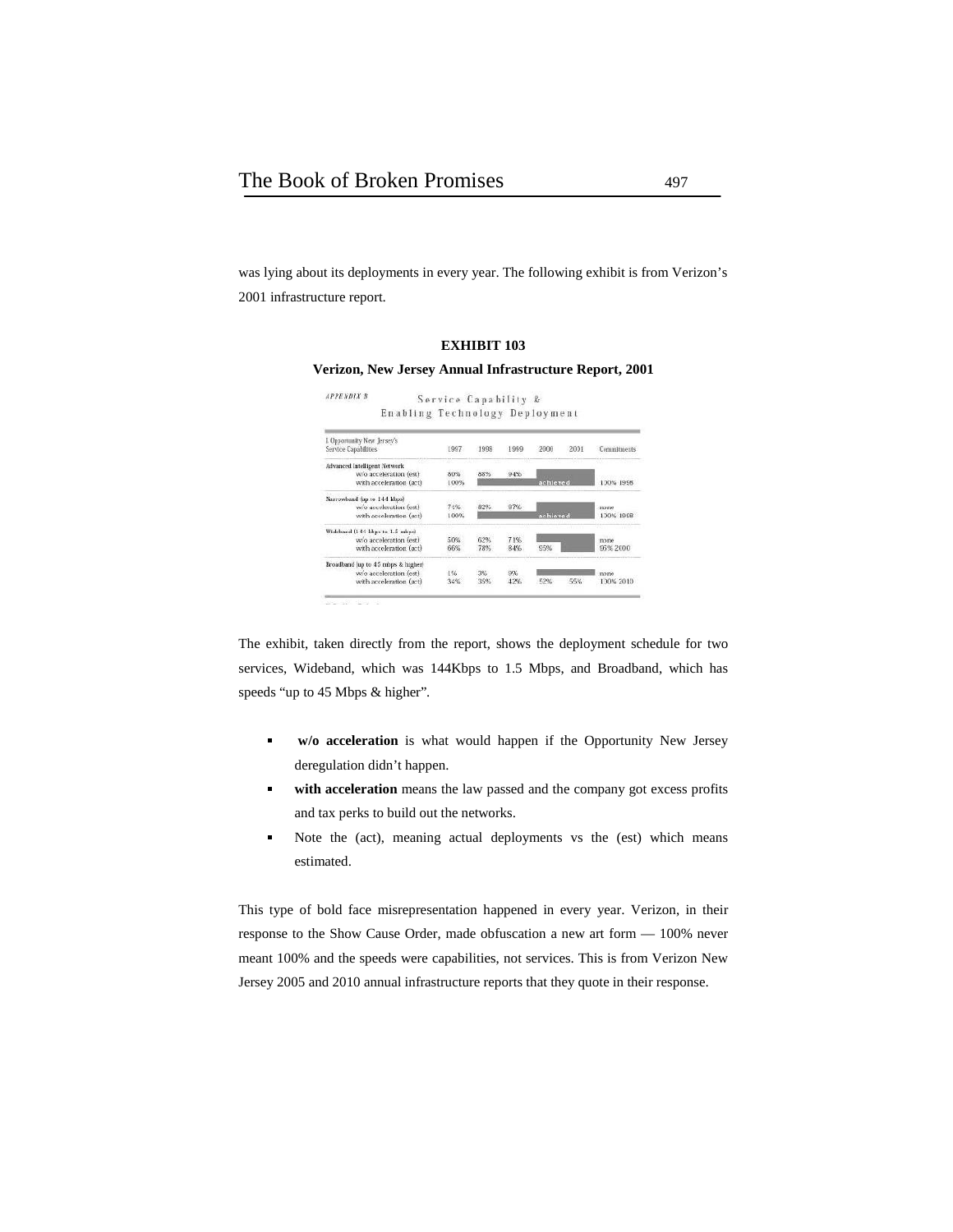was lying about its deployments in every year. The following exhibit is from Verizon's 2001 infrastructure report.

**EXHIBIT 103**

**Verizon, New Jersey Annual Infrastructure Report, 2001**

APPENDIX B — Service Capability & Enabling Technology Deployment

| I. Opportunity New Jersey's Service Capabilities | 1997 | 1998 | 1999 | 2000 | 2001 | Commitments |
|---|---|---|---|---|---|---|
| Advanced Intelligent Network | | | | | | |
| w/o acceleration (est) | 80% | 88% | 94% | | | |
| with acceleration (act) | 100% | | | achieved | | 100% 1998 |
| Narrowband (up to 144 kbps) | | | | | | |
| w/o acceleration (est) | 74% | 82% | 87% | | | none |
| with acceleration (act) | 100% | | | achieved | | 100% 1998 |
| Wideband (144 kbps to 1.5 mbps) | | | | | | |
| w/o acceleration (est) | 50% | 62% | 71% | | | none |
| with acceleration (act) | 66% | 78% | 84% | 95% | | 95% 2000 |
| Broadband (up to 45 mbps & higher) | | | | | | |
| w/o acceleration (est) | 1% | 3% | 9% | | | none |
| with acceleration (act) | 34% | 35% | 42% | 52% | 55% | 100% 2010 |

The exhibit, taken directly from the report, shows the deployment schedule for two services, Wideband, which was 144Kbps to 1.5 Mbps, and Broadband, which has speeds "up to 45 Mbps & higher".

- **w/o acceleration** is what would happen if the Opportunity New Jersey deregulation didn't happen.
- **with acceleration** means the law passed and the company got excess profits and tax perks to build out the networks.
- Note the (act), meaning actual deployments vs the (est) which means estimated.

This type of bold face misrepresentation happened in every year. Verizon, in their response to the Show Cause Order, made obfuscation a new art form — 100% never meant 100% and the speeds were capabilities, not services. This is from Verizon New Jersey 2005 and 2010 annual infrastructure reports that they quote in their response.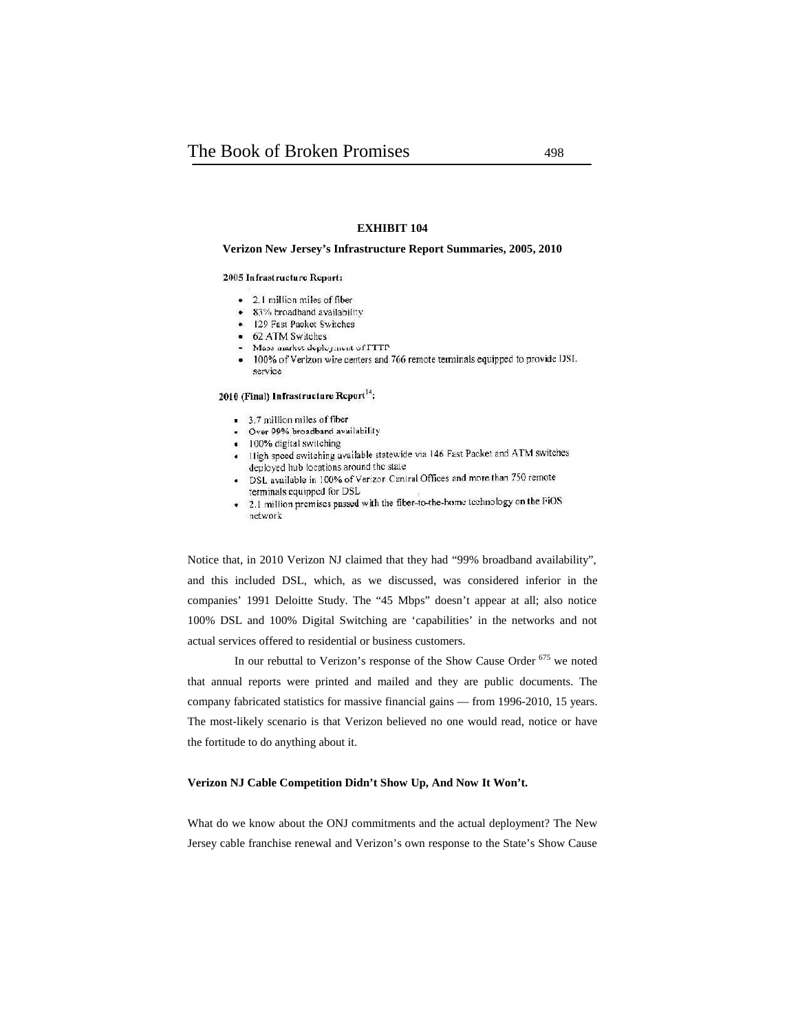**EXHIBIT 104**

**Verizon New Jersey's Infrastructure Report Summaries, 2005, 2010**

**2005 Infrastructure Report:**

- 2.1 million miles of fiber
- 83% broadband availability
- 129 Fast Packet Switches
- 62 ATM Switches
- Mass market deployment of FTTP
- 100% of Verizon wire centers and 766 remote terminals equipped to provide DSL service

**2010 (Final) Infrastructure Report[14]:**

- 3.7 million miles of fiber
- Over 99% broadband availability
- 100% digital switching
- High speed switching available statewide via 146 Fast Packet and ATM switches deployed hub locations around the state
- DSL available in 100% of Verizon Central Offices and more than 750 remote terminals equipped for DSL
- 2.1 million premises passed with the fiber-to-the-home technology on the FiOS network

Notice that, in 2010 Verizon NJ claimed that they had "99% broadband availability", and this included DSL, which, as we discussed, was considered inferior in the companies' 1991 Deloitte Study. The "45 Mbps" doesn't appear at all; also notice 100% DSL and 100% Digital Switching are 'capabilities' in the networks and not actual services offered to residential or business customers.

In our rebuttal to Verizon's response of the Show Cause Order [675] we noted that annual reports were printed and mailed and they are public documents. The company fabricated statistics for massive financial gains — from 1996-2010, 15 years. The most-likely scenario is that Verizon believed no one would read, notice or have the fortitude to do anything about it.

**Verizon NJ Cable Competition Didn't Show Up, And Now It Won't.**

What do we know about the ONJ commitments and the actual deployment? The New Jersey cable franchise renewal and Verizon's own response to the State's Show Cause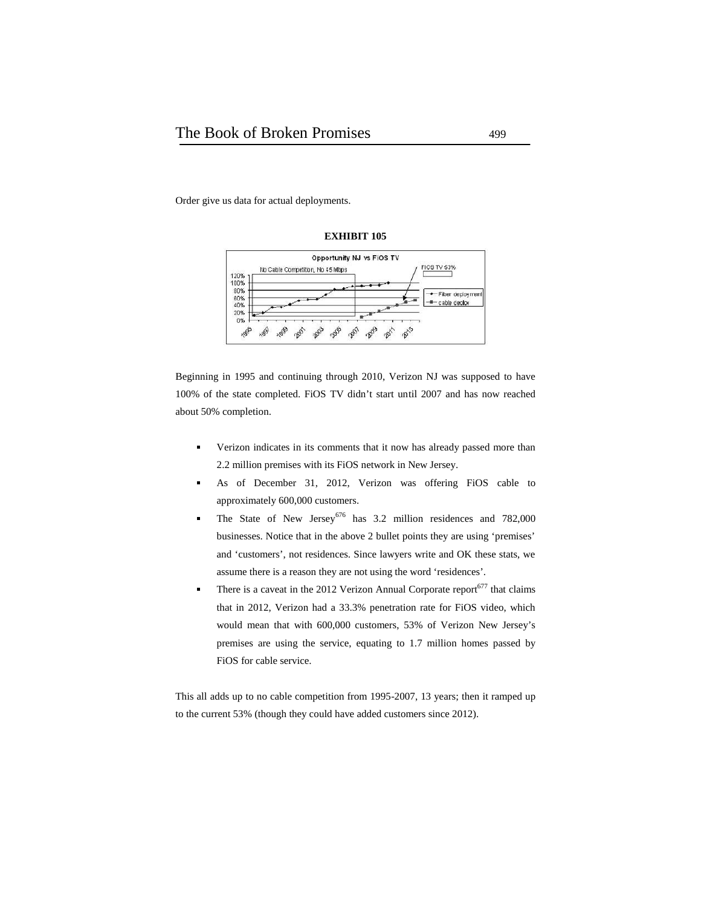Order give us data for actual deployments.

**EXHIBIT 105**

Beginning in 1995 and continuing through 2010, Verizon NJ was supposed to have 100% of the state completed. FiOS TV didn't start until 2007 and has now reached about 50% completion.

- Verizon indicates in its comments that it now has already passed more than 2.2 million premises with its FiOS network in New Jersey.
- As of December 31, 2012, Verizon was offering FiOS cable to approximately 600,000 customers.
- The State of New Jersey[676] has 3.2 million residences and 782,000 businesses. Notice that in the above 2 bullet points they are using 'premises' and 'customers', not residences. Since lawyers write and OK these stats, we assume there is a reason they are not using the word 'residences'.
- There is a caveat in the 2012 Verizon Annual Corporate report[677] that claims that in 2012, Verizon had a 33.3% penetration rate for FiOS video, which would mean that with 600,000 customers, 53% of Verizon New Jersey's premises are using the service, equating to 1.7 million homes passed by FiOS for cable service.

This all adds up to no cable competition from 1995-2007, 13 years; then it ramped up to the current 53% (though they could have added customers since 2012).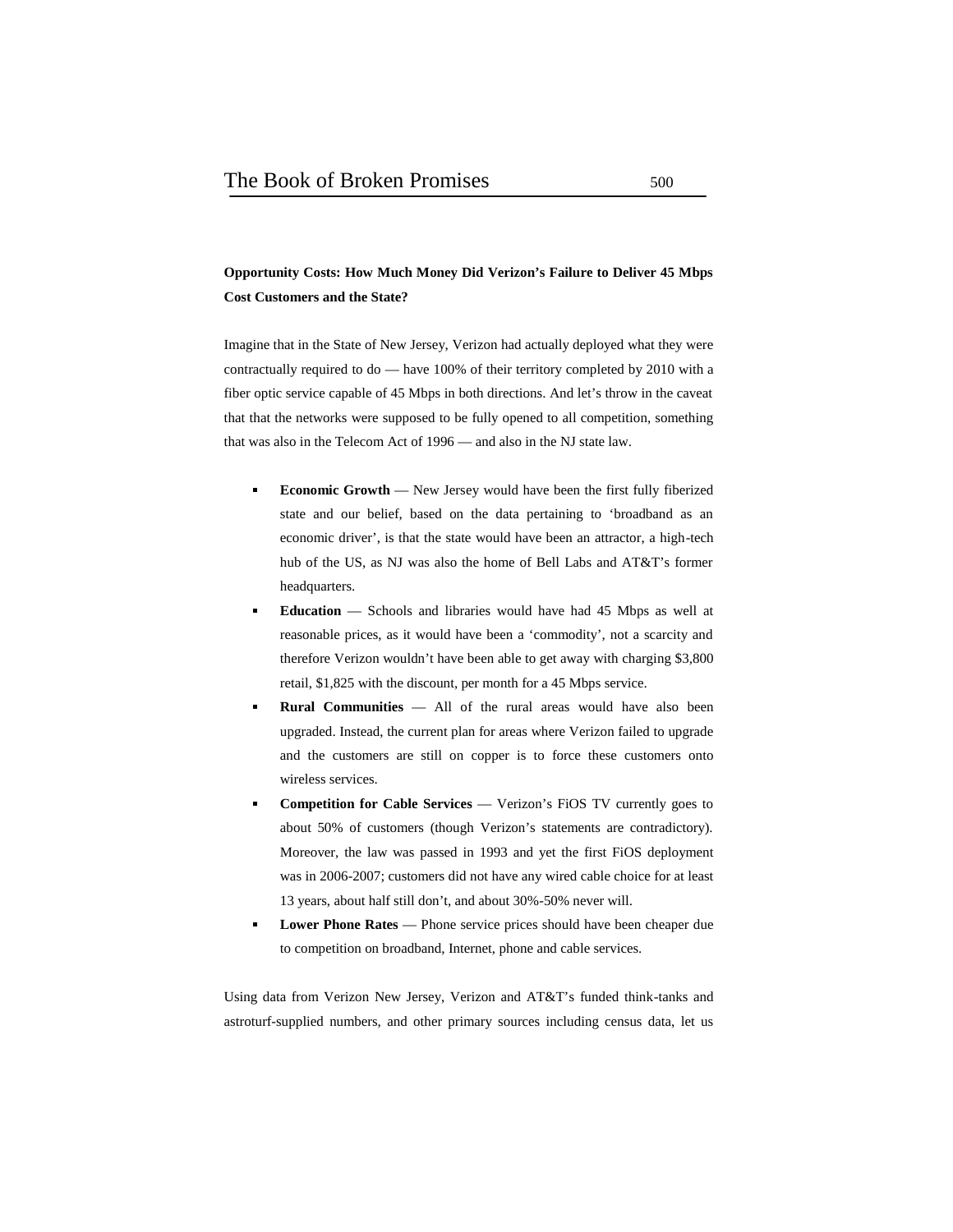**Opportunity Costs: How Much Money Did Verizon's Failure to Deliver 45 Mbps Cost Customers and the State?**

Imagine that in the State of New Jersey, Verizon had actually deployed what they were contractually required to do — have 100% of their territory completed by 2010 with a fiber optic service capable of 45 Mbps in both directions. And let's throw in the caveat that that the networks were supposed to be fully opened to all competition, something that was also in the Telecom Act of 1996 — and also in the NJ state law.

- **Economic Growth** — New Jersey would have been the first fully fiberized state and our belief, based on the data pertaining to 'broadband as an economic driver', is that the state would have been an attractor, a high-tech hub of the US, as NJ was also the home of Bell Labs and AT&T's former headquarters.
- **Education** — Schools and libraries would have had 45 Mbps as well at reasonable prices, as it would have been a 'commodity', not a scarcity and therefore Verizon wouldn't have been able to get away with charging $3,800 retail, $1,825 with the discount, per month for a 45 Mbps service.
- **Rural Communities** — All of the rural areas would have also been upgraded. Instead, the current plan for areas where Verizon failed to upgrade and the customers are still on copper is to force these customers onto wireless services.
- **Competition for Cable Services** — Verizon's FiOS TV currently goes to about 50% of customers (though Verizon's statements are contradictory). Moreover, the law was passed in 1993 and yet the first FiOS deployment was in 2006-2007; customers did not have any wired cable choice for at least 13 years, about half still don't, and about 30%-50% never will.
- **Lower Phone Rates** — Phone service prices should have been cheaper due to competition on broadband, Internet, phone and cable services.

Using data from Verizon New Jersey, Verizon and AT&T's funded think-tanks and astroturf-supplied numbers, and other primary sources including census data, let us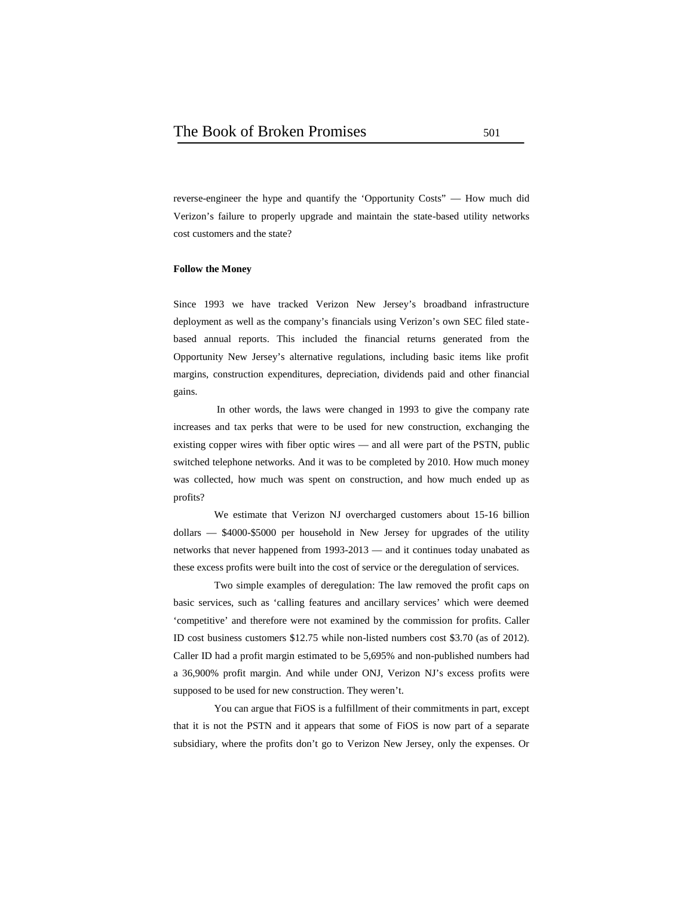reverse-engineer the hype and quantify the 'Opportunity Costs" — How much did Verizon's failure to properly upgrade and maintain the state-based utility networks cost customers and the state?

**Follow the Money**

Since 1993 we have tracked Verizon New Jersey's broadband infrastructure deployment as well as the company's financials using Verizon's own SEC filed state-based annual reports. This included the financial returns generated from the Opportunity New Jersey's alternative regulations, including basic items like profit margins, construction expenditures, depreciation, dividends paid and other financial gains.

In other words, the laws were changed in 1993 to give the company rate increases and tax perks that were to be used for new construction, exchanging the existing copper wires with fiber optic wires — and all were part of the PSTN, public switched telephone networks. And it was to be completed by 2010. How much money was collected, how much was spent on construction, and how much ended up as profits?

We estimate that Verizon NJ overcharged customers about 15-16 billion dollars — $4000-$5000 per household in New Jersey for upgrades of the utility networks that never happened from 1993-2013 — and it continues today unabated as these excess profits were built into the cost of service or the deregulation of services.

Two simple examples of deregulation: The law removed the profit caps on basic services, such as 'calling features and ancillary services' which were deemed 'competitive' and therefore were not examined by the commission for profits. Caller ID cost business customers $12.75 while non-listed numbers cost $3.70 (as of 2012). Caller ID had a profit margin estimated to be 5,695% and non-published numbers had a 36,900% profit margin. And while under ONJ, Verizon NJ's excess profits were supposed to be used for new construction. They weren't.

You can argue that FiOS is a fulfillment of their commitments in part, except that it is not the PSTN and it appears that some of FiOS is now part of a separate subsidiary, where the profits don't go to Verizon New Jersey, only the expenses. Or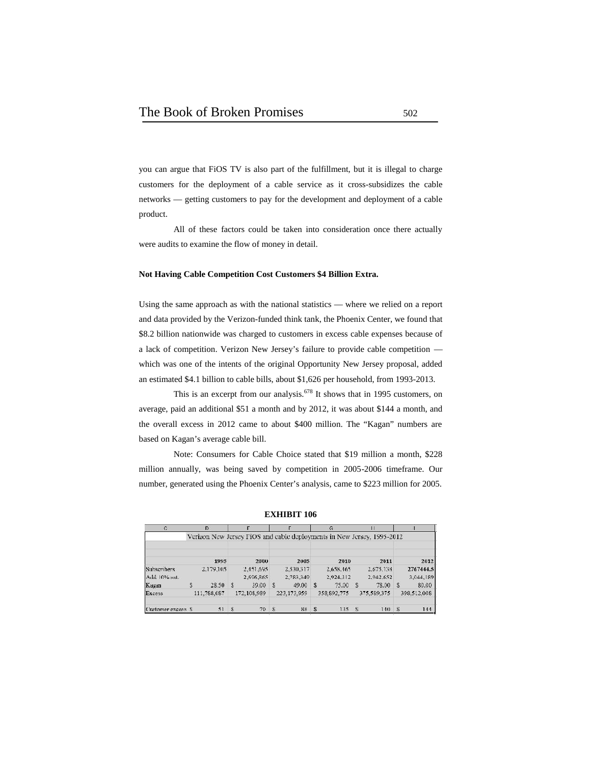you can argue that FiOS TV is also part of the fulfillment, but it is illegal to charge customers for the deployment of a cable service as it cross-subsidizes the cable networks — getting customers to pay for the development and deployment of a cable product.

All of these factors could be taken into consideration once there actually were audits to examine the flow of money in detail.

**Not Having Cable Competition Cost Customers $4 Billion Extra.**

Using the same approach as with the national statistics — where we relied on a report and data provided by the Verizon-funded think tank, the Phoenix Center, we found that $8.2 billion nationwide was charged to customers in excess cable expenses because of a lack of competition. Verizon New Jersey's failure to provide cable competition — which was one of the intents of the original Opportunity New Jersey proposal, added an estimated $4.1 billion to cable bills, about $1,626 per household, from 1993-2013.

This is an excerpt from our analysis.[678] It shows that in 1995 customers, on average, paid an additional $51 a month and by 2012, it was about $144 a month, and the overall excess in 2012 came to about $400 million. The "Kagan" numbers are based on Kagan's average cable bill.

Note: Consumers for Cable Choice stated that $19 million a month, $228 million annually, was being saved by competition in 2005-2006 timeframe. Our number, generated using the Phoenix Center's analysis, came to $223 million for 2005.

**EXHIBIT 106**

| Verizon New Jersey FiOS and cable deployments in New Jersey, 1995-2012 | | | | | | |
|---|---|---|---|---|---|---|
| | 1995 | 2000 | 2005 | 2010 | 2011 | 2012 |
| Subscribers | 2,179,105 | 2,451,695 | 2,530,317 | 2,658,465 | 2,675,138 | 2767444.5 |
| Add 10% sat. | | 2,696,865 | 2,783,349 | 2,924,312 | 2,942,652 | 3,044,189 |
| Kagan | $ 28.50 | $ 39.00 | $ 49.00 | $ 75.00 | $ 78.00 | $ 80.00 |
| Excess | 111,788,687 | 172,108,989 | 223,173,959 | 358,892,775 | 375,589,375 | 398,512,008 |
| Customer excess | $ 51 | $ 70 | $ 88 | $ 135 | $ 140 | $ 144 |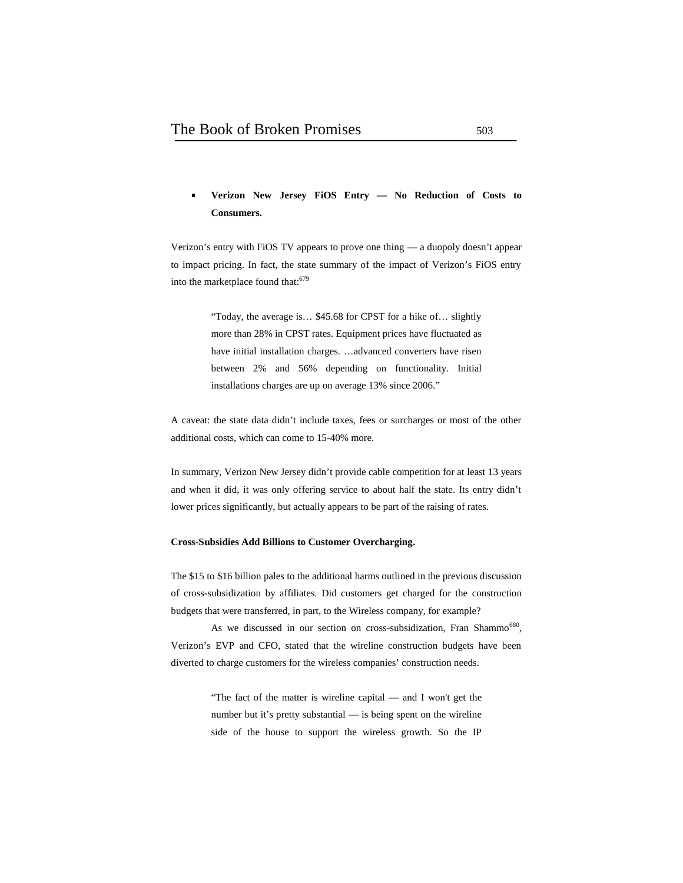- **Verizon New Jersey FiOS Entry — No Reduction of Costs to Consumers.**

Verizon's entry with FiOS TV appears to prove one thing — a duopoly doesn't appear to impact pricing. In fact, the state summary of the impact of Verizon's FiOS entry into the marketplace found that:[679]

> "Today, the average is… $45.68 for CPST for a hike of… slightly more than 28% in CPST rates. Equipment prices have fluctuated as have initial installation charges. …advanced converters have risen between 2% and 56% depending on functionality. Initial installations charges are up on average 13% since 2006."

A caveat: the state data didn't include taxes, fees or surcharges or most of the other additional costs, which can come to 15-40% more.

In summary, Verizon New Jersey didn't provide cable competition for at least 13 years and when it did, it was only offering service to about half the state. Its entry didn't lower prices significantly, but actually appears to be part of the raising of rates.

**Cross-Subsidies Add Billions to Customer Overcharging.**

The $15 to $16 billion pales to the additional harms outlined in the previous discussion of cross-subsidization by affiliates. Did customers get charged for the construction budgets that were transferred, in part, to the Wireless company, for example?

As we discussed in our section on cross-subsidization, Fran Shammo[680], Verizon's EVP and CFO, stated that the wireline construction budgets have been diverted to charge customers for the wireless companies' construction needs.

> "The fact of the matter is wireline capital — and I won't get the number but it's pretty substantial — is being spent on the wireline side of the house to support the wireless growth. So the IP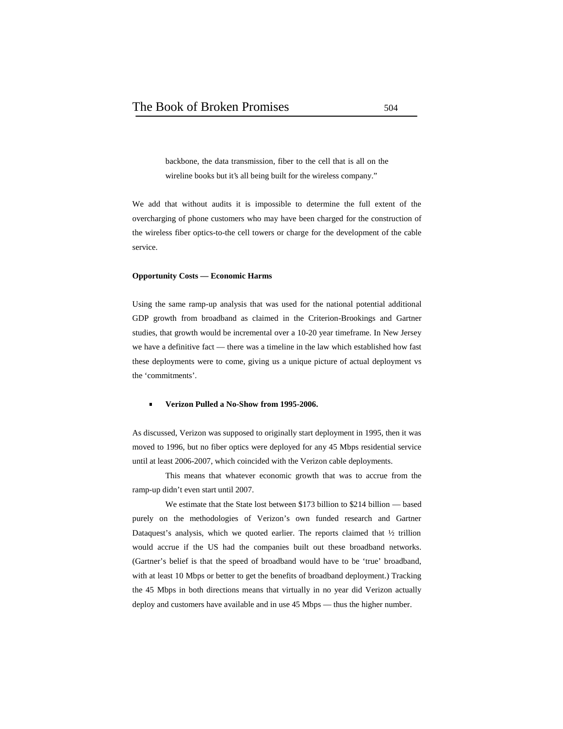> backbone, the data transmission, fiber to the cell that is all on the wireline books but it's all being built for the wireless company."

We add that without audits it is impossible to determine the full extent of the overcharging of phone customers who may have been charged for the construction of the wireless fiber optics-to-the cell towers or charge for the development of the cable service.

**Opportunity Costs — Economic Harms**

Using the same ramp-up analysis that was used for the national potential additional GDP growth from broadband as claimed in the Criterion-Brookings and Gartner studies, that growth would be incremental over a 10-20 year timeframe. In New Jersey we have a definitive fact — there was a timeline in the law which established how fast these deployments were to come, giving us a unique picture of actual deployment vs the 'commitments'.

- **Verizon Pulled a No-Show from 1995-2006.**

As discussed, Verizon was supposed to originally start deployment in 1995, then it was moved to 1996, but no fiber optics were deployed for any 45 Mbps residential service until at least 2006-2007, which coincided with the Verizon cable deployments.

This means that whatever economic growth that was to accrue from the ramp-up didn't even start until 2007.

We estimate that the State lost between $173 billion to $214 billion — based purely on the methodologies of Verizon's own funded research and Gartner Dataquest's analysis, which we quoted earlier. The reports claimed that ½ trillion would accrue if the US had the companies built out these broadband networks. (Gartner's belief is that the speed of broadband would have to be 'true' broadband, with at least 10 Mbps or better to get the benefits of broadband deployment.) Tracking the 45 Mbps in both directions means that virtually in no year did Verizon actually deploy and customers have available and in use 45 Mbps — thus the higher number.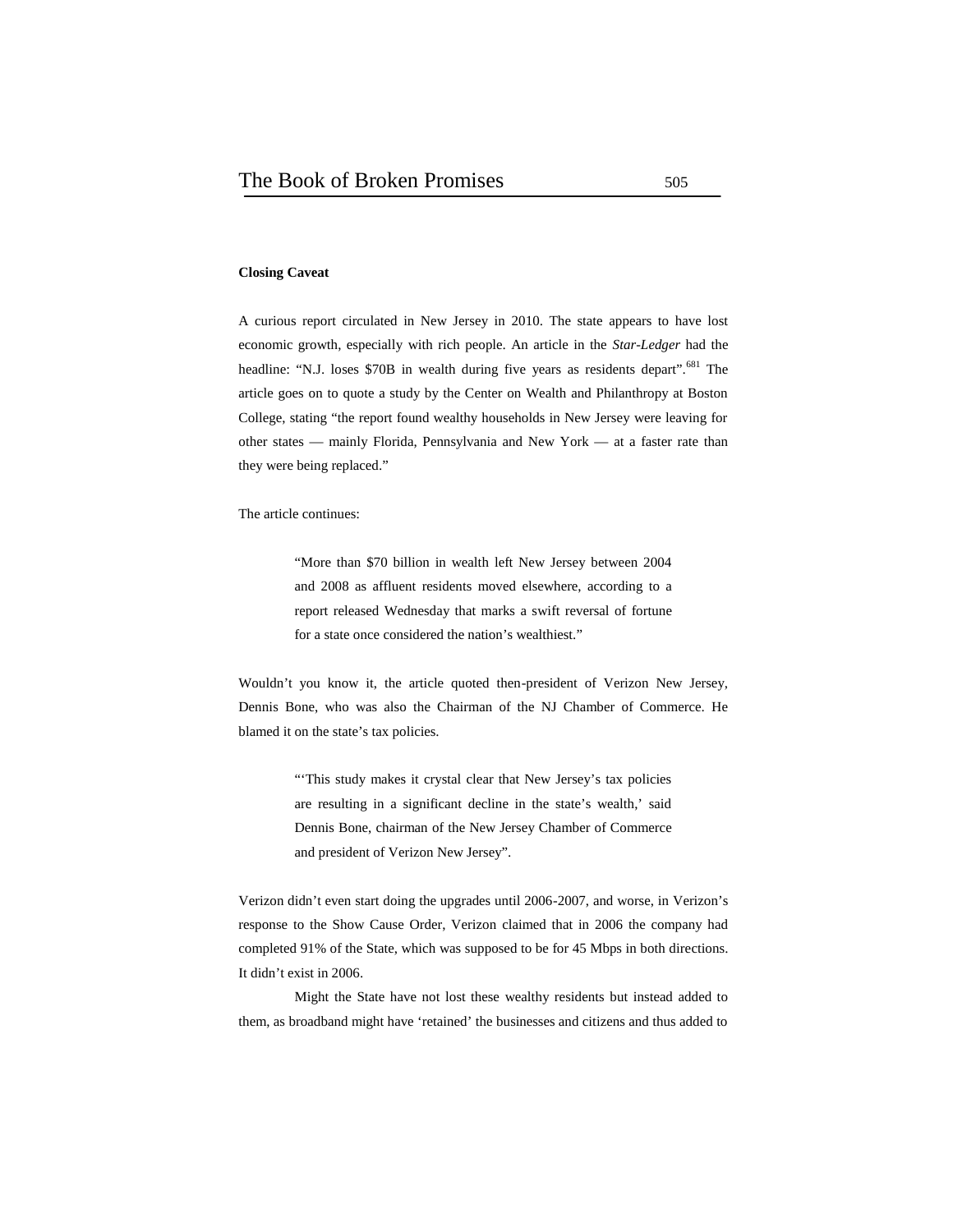**Closing Caveat**

A curious report circulated in New Jersey in 2010. The state appears to have lost economic growth, especially with rich people. An article in the *Star-Ledger* had the headline: "N.J. loses $70B in wealth during five years as residents depart".[681] The article goes on to quote a study by the Center on Wealth and Philanthropy at Boston College, stating "the report found wealthy households in New Jersey were leaving for other states — mainly Florida, Pennsylvania and New York — at a faster rate than they were being replaced."

The article continues:

> "More than $70 billion in wealth left New Jersey between 2004 and 2008 as affluent residents moved elsewhere, according to a report released Wednesday that marks a swift reversal of fortune for a state once considered the nation's wealthiest."

Wouldn't you know it, the article quoted then-president of Verizon New Jersey, Dennis Bone, who was also the Chairman of the NJ Chamber of Commerce. He blamed it on the state's tax policies.

> "'This study makes it crystal clear that New Jersey's tax policies are resulting in a significant decline in the state's wealth,' said Dennis Bone, chairman of the New Jersey Chamber of Commerce and president of Verizon New Jersey".

Verizon didn't even start doing the upgrades until 2006-2007, and worse, in Verizon's response to the Show Cause Order, Verizon claimed that in 2006 the company had completed 91% of the State, which was supposed to be for 45 Mbps in both directions. It didn't exist in 2006.

Might the State have not lost these wealthy residents but instead added to them, as broadband might have 'retained' the businesses and citizens and thus added to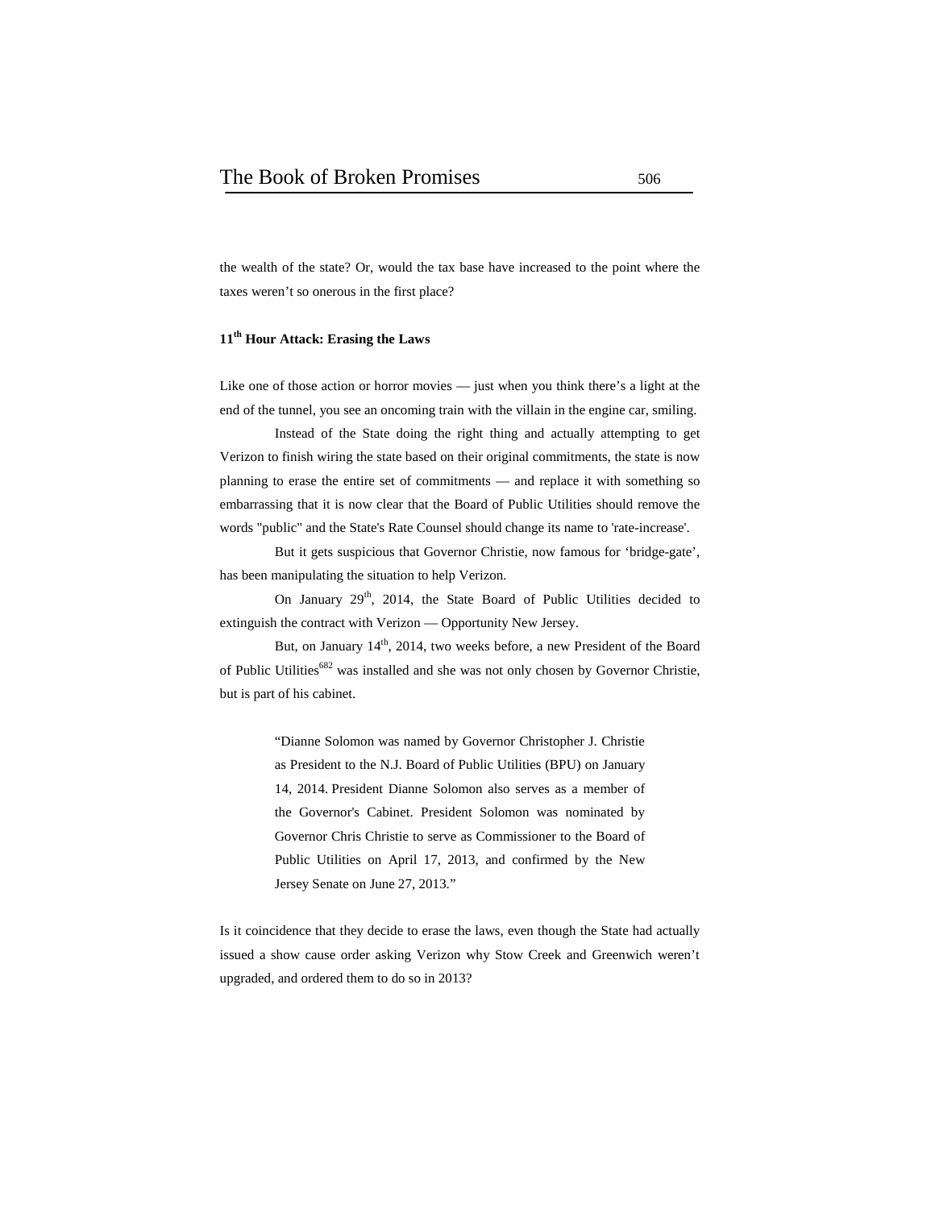the wealth of the state? Or, would the tax base have increased to the point where the taxes weren't so onerous in the first place?

### 11th Hour Attack: Erasing the Laws

Like one of those action or horror movies — just when you think there's a light at the end of the tunnel, you see an oncoming train with the villain in the engine car, smiling.

Instead of the State doing the right thing and actually attempting to get Verizon to finish wiring the state based on their original commitments, the state is now planning to erase the entire set of commitments — and replace it with something so embarrassing that it is now clear that the Board of Public Utilities should remove the words "public" and the State's Rate Counsel should change its name to 'rate-increase'.

But it gets suspicious that Governor Christie, now famous for 'bridge-gate', has been manipulating the situation to help Verizon.

On January 29th, 2014, the State Board of Public Utilities decided to extinguish the contract with Verizon — Opportunity New Jersey.

But, on January 14th, 2014, two weeks before, a new President of the Board of Public Utilities[682] was installed and she was not only chosen by Governor Christie, but is part of his cabinet.

> "Dianne Solomon was named by Governor Christopher J. Christie as President to the N.J. Board of Public Utilities (BPU) on January 14, 2014. President Dianne Solomon also serves as a member of the Governor's Cabinet. President Solomon was nominated by Governor Chris Christie to serve as Commissioner to the Board of Public Utilities on April 17, 2013, and confirmed by the New Jersey Senate on June 27, 2013."

Is it coincidence that they decide to erase the laws, even though the State had actually issued a show cause order asking Verizon why Stow Creek and Greenwich weren't upgraded, and ordered them to do so in 2013?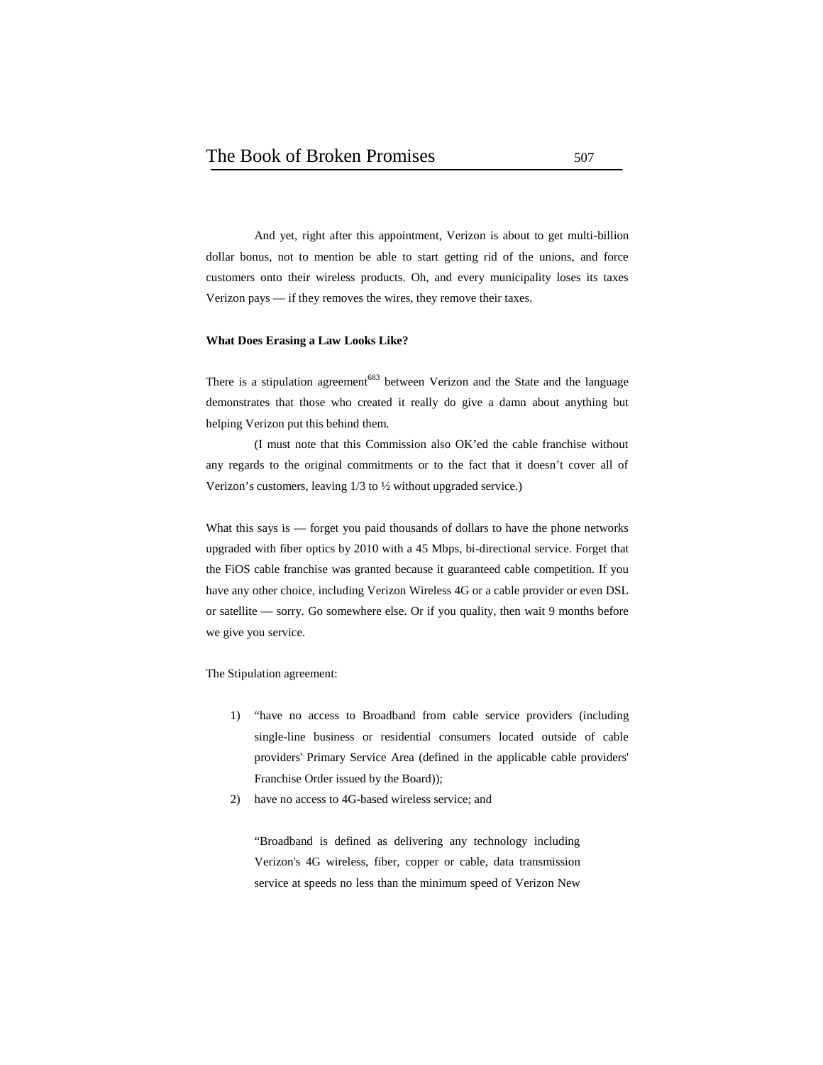And yet, right after this appointment, Verizon is about to get multi-billion dollar bonus, not to mention be able to start getting rid of the unions, and force customers onto their wireless products. Oh, and every municipality loses its taxes Verizon pays — if they removes the wires, they remove their taxes.

**What Does Erasing a Law Looks Like?**

There is a stipulation agreement[683] between Verizon and the State and the language demonstrates that those who created it really do give a damn about anything but helping Verizon put this behind them.

(I must note that this Commission also OK'ed the cable franchise without any regards to the original commitments or to the fact that it doesn't cover all of Verizon's customers, leaving 1/3 to ½ without upgraded service.)

What this says is — forget you paid thousands of dollars to have the phone networks upgraded with fiber optics by 2010 with a 45 Mbps, bi-directional service. Forget that the FiOS cable franchise was granted because it guaranteed cable competition. If you have any other choice, including Verizon Wireless 4G or a cable provider or even DSL or satellite — sorry. Go somewhere else. Or if you quality, then wait 9 months before we give you service.

The Stipulation agreement:

1) "have no access to Broadband from cable service providers (including single-line business or residential consumers located outside of cable providers' Primary Service Area (defined in the applicable cable providers' Franchise Order issued by the Board));
2) have no access to 4G-based wireless service; and

"Broadband is defined as delivering any technology including Verizon's 4G wireless, fiber, copper or cable, data transmission service at speeds no less than the minimum speed of Verizon New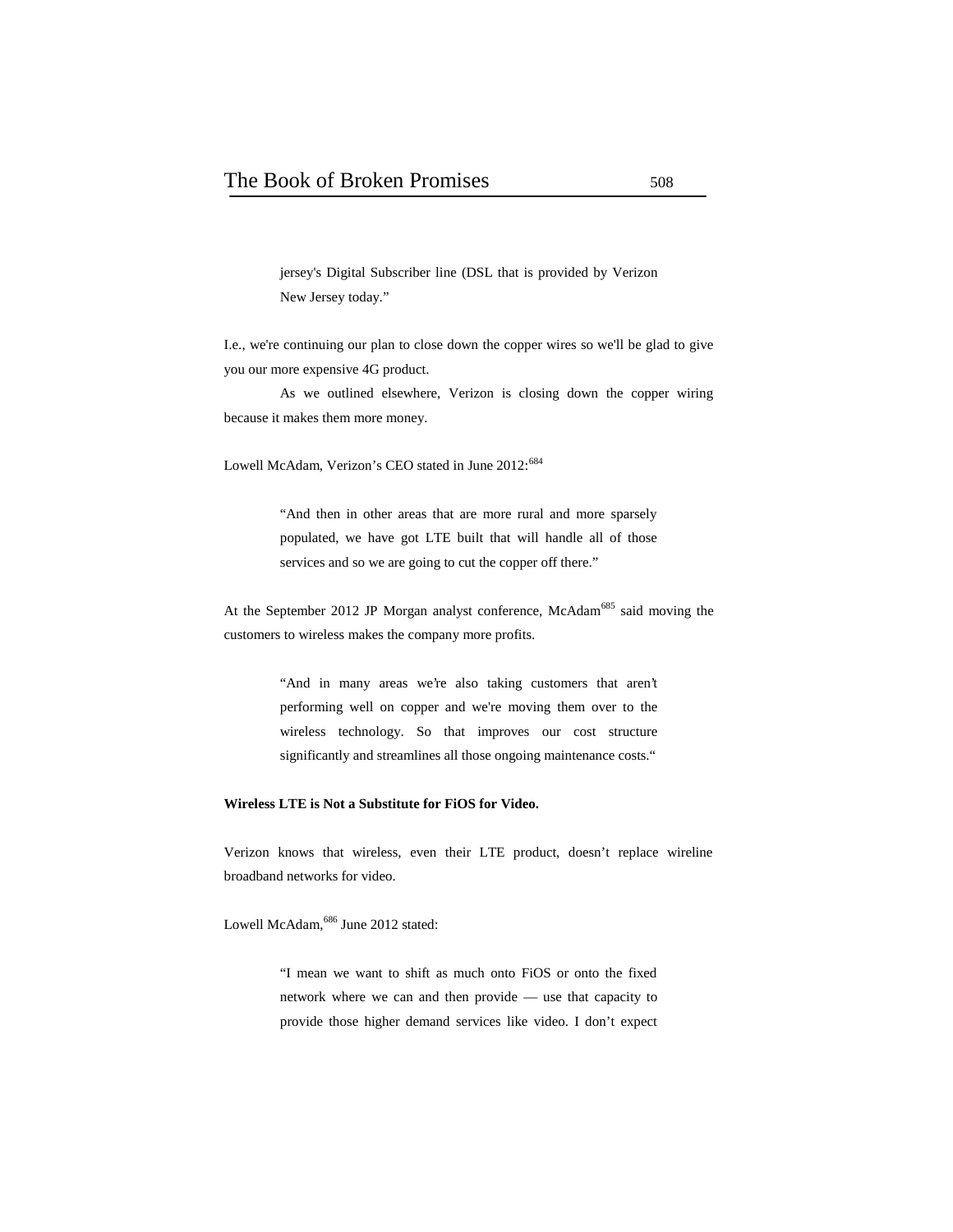> jersey's Digital Subscriber line (DSL that is provided by Verizon New Jersey today."

I.e., we're continuing our plan to close down the copper wires so we'll be glad to give you our more expensive 4G product.

As we outlined elsewhere, Verizon is closing down the copper wiring because it makes them more money.

Lowell McAdam, Verizon's CEO stated in June 2012:[684]

> "And then in other areas that are more rural and more sparsely populated, we have got LTE built that will handle all of those services and so we are going to cut the copper off there."

At the September 2012 JP Morgan analyst conference, McAdam[685] said moving the customers to wireless makes the company more profits.

> "And in many areas we're also taking customers that aren't performing well on copper and we're moving them over to the wireless technology. So that improves our cost structure significantly and streamlines all those ongoing maintenance costs."

**Wireless LTE is Not a Substitute for FiOS for Video.**

Verizon knows that wireless, even their LTE product, doesn't replace wireline broadband networks for video.

Lowell McAdam,[686] June 2012 stated:

> "I mean we want to shift as much onto FiOS or onto the fixed network where we can and then provide — use that capacity to provide those higher demand services like video. I don't expect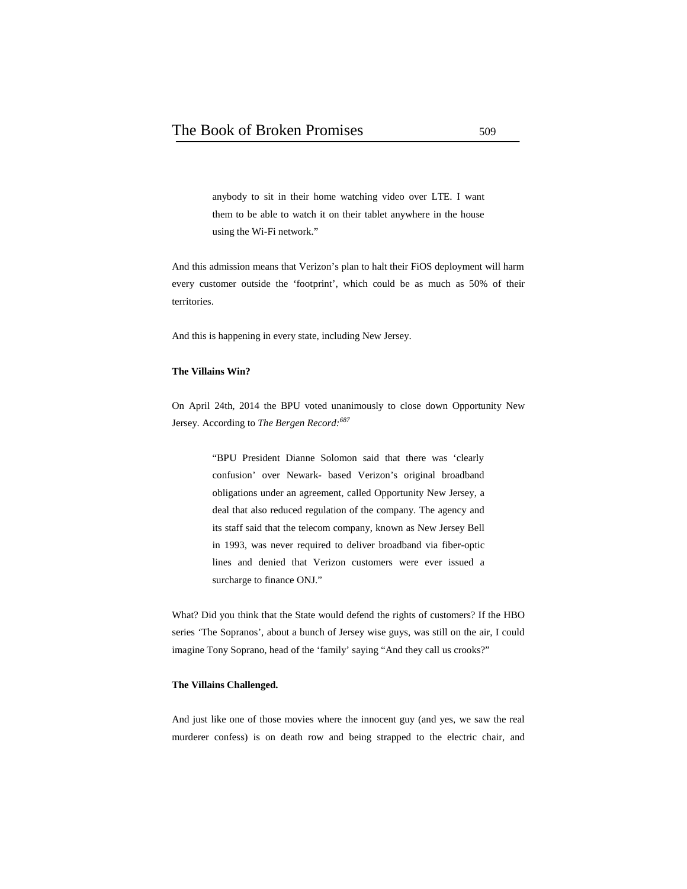> anybody to sit in their home watching video over LTE. I want them to be able to watch it on their tablet anywhere in the house using the Wi-Fi network."

And this admission means that Verizon's plan to halt their FiOS deployment will harm every customer outside the 'footprint', which could be as much as 50% of their territories.

And this is happening in every state, including New Jersey.

**The Villains Win?**

On April 24th, 2014 the BPU voted unanimously to close down Opportunity New Jersey. According to *The Bergen Record:*[687]

> "BPU President Dianne Solomon said that there was 'clearly confusion' over Newark- based Verizon's original broadband obligations under an agreement, called Opportunity New Jersey, a deal that also reduced regulation of the company. The agency and its staff said that the telecom company, known as New Jersey Bell in 1993, was never required to deliver broadband via fiber-optic lines and denied that Verizon customers were ever issued a surcharge to finance ONJ."

What? Did you think that the State would defend the rights of customers? If the HBO series 'The Sopranos', about a bunch of Jersey wise guys, was still on the air, I could imagine Tony Soprano, head of the 'family' saying "And they call us crooks?"

**The Villains Challenged.**

And just like one of those movies where the innocent guy (and yes, we saw the real murderer confess) is on death row and being strapped to the electric chair, and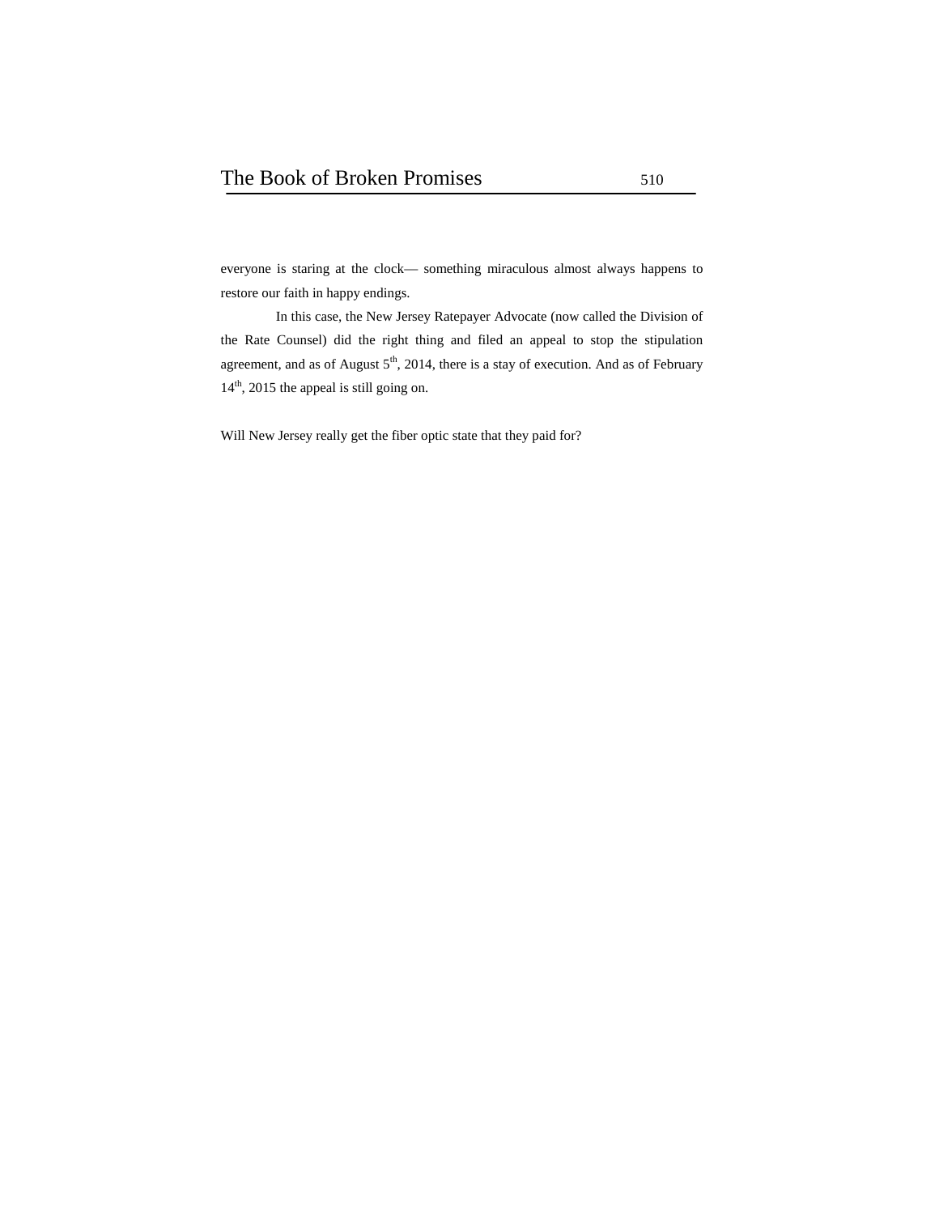everyone is staring at the clock— something miraculous almost always happens to restore our faith in happy endings.

In this case, the New Jersey Ratepayer Advocate (now called the Division of the Rate Counsel) did the right thing and filed an appeal to stop the stipulation agreement, and as of August 5th, 2014, there is a stay of execution. And as of February 14th, 2015 the appeal is still going on.

Will New Jersey really get the fiber optic state that they paid for?